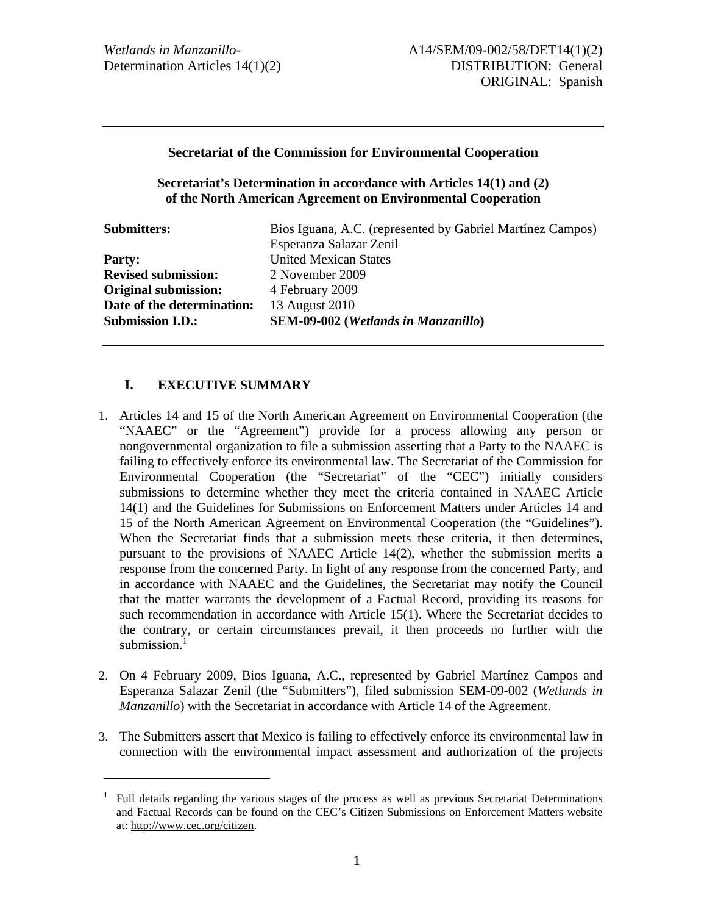*Wetlands in Manzanillo*- Determination Articles 14(1)(2)

A14/SEM/09-002/58/DET14(1)(2)
DISTRIBUTION: General
ORIGINAL: Spanish

---

**Secretariat of the Commission for Environmental Cooperation**

**Secretariat's Determination in accordance with Articles 14(1) and (2) of the North American Agreement on Environmental Cooperation**

| | |
|---|---|
| **Submitters:** | Bios Iguana, A.C. (represented by Gabriel Martínez Campos)<br>Esperanza Salazar Zenil |
| **Party:** | United Mexican States |
| **Revised submission:** | 2 November 2009 |
| **Original submission:** | 4 February 2009 |
| **Date of the determination:** | 13 August 2010 |
| **Submission I.D.:** | **SEM-09-002 (*Wetlands in Manzanillo*)** |

---

## I. EXECUTIVE SUMMARY

1. Articles 14 and 15 of the North American Agreement on Environmental Cooperation (the "NAAEC" or the "Agreement") provide for a process allowing any person or nongovernmental organization to file a submission asserting that a Party to the NAAEC is failing to effectively enforce its environmental law. The Secretariat of the Commission for Environmental Cooperation (the "Secretariat" of the "CEC") initially considers submissions to determine whether they meet the criteria contained in NAAEC Article 14(1) and the Guidelines for Submissions on Enforcement Matters under Articles 14 and 15 of the North American Agreement on Environmental Cooperation (the "Guidelines"). When the Secretariat finds that a submission meets these criteria, it then determines, pursuant to the provisions of NAAEC Article 14(2), whether the submission merits a response from the concerned Party. In light of any response from the concerned Party, and in accordance with NAAEC and the Guidelines, the Secretariat may notify the Council that the matter warrants the development of a Factual Record, providing its reasons for such recommendation in accordance with Article 15(1). Where the Secretariat decides to the contrary, or certain circumstances prevail, it then proceeds no further with the submission.[1]

2. On 4 February 2009, Bios Iguana, A.C., represented by Gabriel Martínez Campos and Esperanza Salazar Zenil (the "Submitters"), filed submission SEM-09-002 (*Wetlands in Manzanillo*) with the Secretariat in accordance with Article 14 of the Agreement.

3. The Submitters assert that Mexico is failing to effectively enforce its environmental law in connection with the environmental impact assessment and authorization of the projects

---

[1] Full details regarding the various stages of the process as well as previous Secretariat Determinations and Factual Records can be found on the CEC's Citizen Submissions on Enforcement Matters website at: http://www.cec.org/citizen.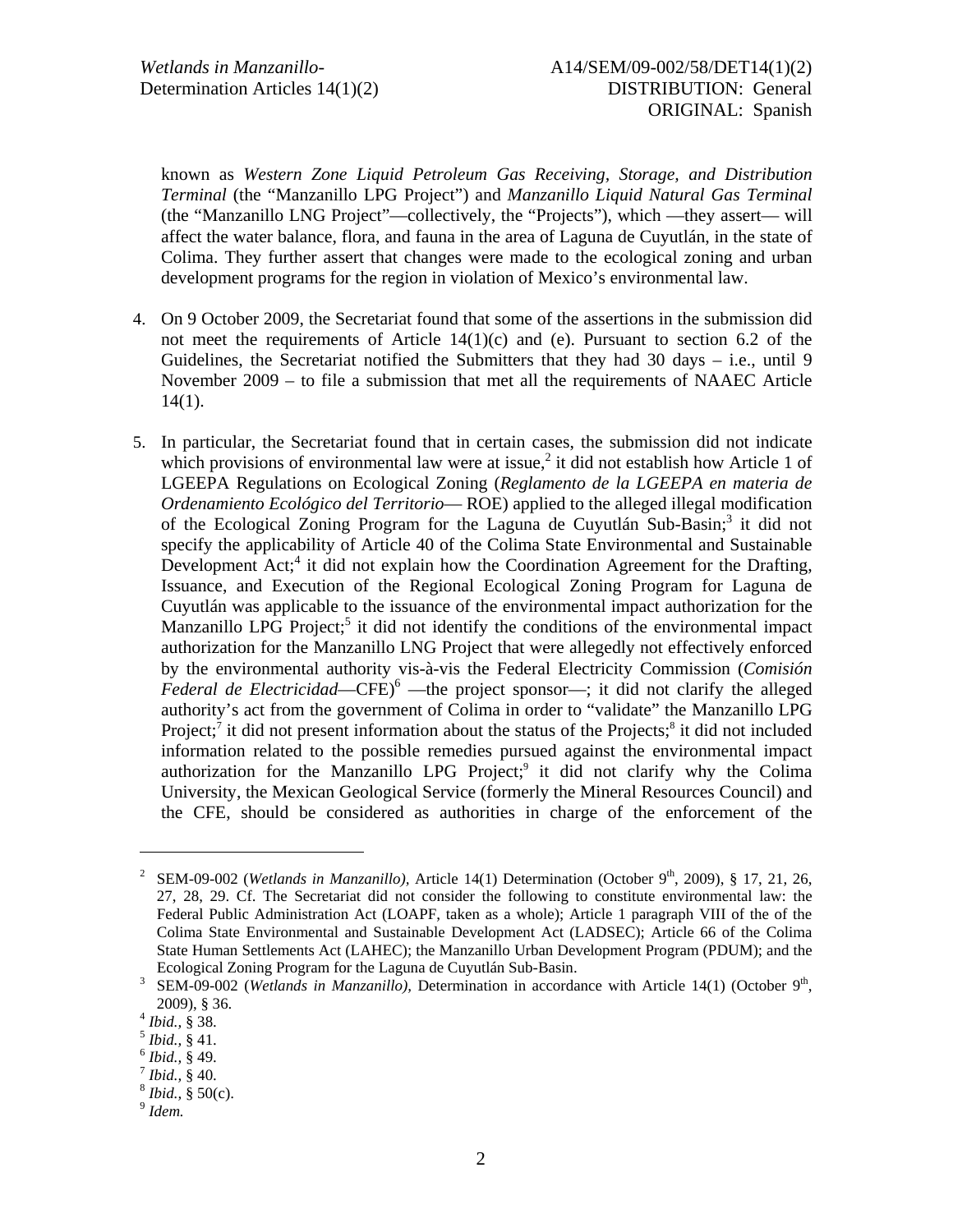known as *Western Zone Liquid Petroleum Gas Receiving, Storage, and Distribution Terminal* (the "Manzanillo LPG Project") and *Manzanillo Liquid Natural Gas Terminal* (the "Manzanillo LNG Project"—collectively, the "Projects"), which —they assert— will affect the water balance, flora, and fauna in the area of Laguna de Cuyutlán, in the state of Colima. They further assert that changes were made to the ecological zoning and urban development programs for the region in violation of Mexico's environmental law.

4. On 9 October 2009, the Secretariat found that some of the assertions in the submission did not meet the requirements of Article 14(1)(c) and (e). Pursuant to section 6.2 of the Guidelines, the Secretariat notified the Submitters that they had 30 days – i.e., until 9 November 2009 – to file a submission that met all the requirements of NAAEC Article 14(1).

5. In particular, the Secretariat found that in certain cases, the submission did not indicate which provisions of environmental law were at issue,[2] it did not establish how Article 1 of LGEEPA Regulations on Ecological Zoning (*Reglamento de la LGEEPA en materia de Ordenamiento Ecológico del Territorio*— ROE) applied to the alleged illegal modification of the Ecological Zoning Program for the Laguna de Cuyutlán Sub-Basin;[3] it did not specify the applicability of Article 40 of the Colima State Environmental and Sustainable Development Act;[4] it did not explain how the Coordination Agreement for the Drafting, Issuance, and Execution of the Regional Ecological Zoning Program for Laguna de Cuyutlán was applicable to the issuance of the environmental impact authorization for the Manzanillo LPG Project;[5] it did not identify the conditions of the environmental impact authorization for the Manzanillo LNG Project that were allegedly not effectively enforced by the environmental authority vis-à-vis the Federal Electricity Commission (*Comisión Federal de Electricidad*—CFE)[6] —the project sponsor—; it did not clarify the alleged authority's act from the government of Colima in order to "validate" the Manzanillo LPG Project;[7] it did not present information about the status of the Projects;[8] it did not included information related to the possible remedies pursued against the environmental impact authorization for the Manzanillo LPG Project;[9] it did not clarify why the Colima University, the Mexican Geological Service (formerly the Mineral Resources Council) and the CFE, should be considered as authorities in charge of the enforcement of the

---

[2] SEM-09-002 (*Wetlands in Manzanillo),* Article 14(1) Determination (October 9th, 2009), § 17, 21, 26, 27, 28, 29. Cf. The Secretariat did not consider the following to constitute environmental law: the Federal Public Administration Act (LOAPF, taken as a whole); Article 1 paragraph VIII of the of the Colima State Environmental and Sustainable Development Act (LADSEC); Article 66 of the Colima State Human Settlements Act (LAHEC); the Manzanillo Urban Development Program (PDUM); and the Ecological Zoning Program for the Laguna de Cuyutlán Sub-Basin.

[3] SEM-09-002 (*Wetlands in Manzanillo),* Determination in accordance with Article 14(1) (October 9th, 2009), § 36.

[4] *Ibid.,* § 38.

[5] *Ibid.,* § 41.

[6] *Ibid.,* § 49.

[7] *Ibid.,* § 40.

[8] *Ibid.,* § 50(c).

[9] *Idem.*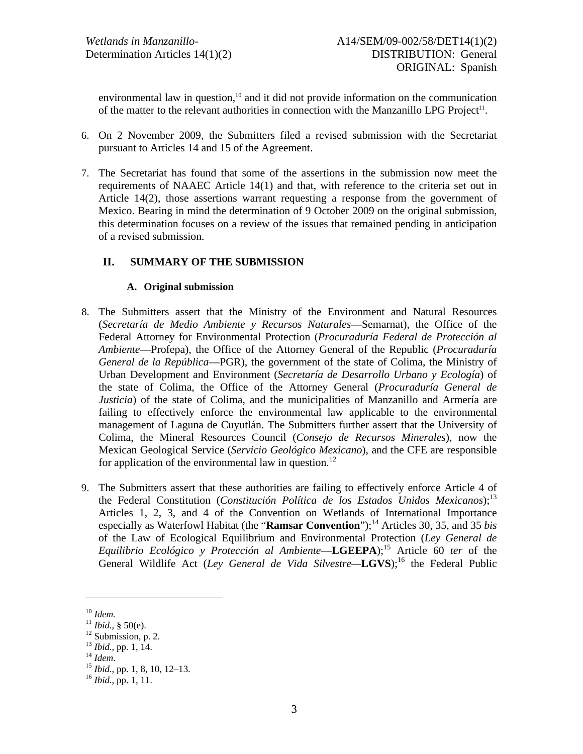environmental law in question,[10] and it did not provide information on the communication of the matter to the relevant authorities in connection with the Manzanillo LPG Project[11].

6. On 2 November 2009, the Submitters filed a revised submission with the Secretariat pursuant to Articles 14 and 15 of the Agreement.

7. The Secretariat has found that some of the assertions in the submission now meet the requirements of NAAEC Article 14(1) and that, with reference to the criteria set out in Article 14(2), those assertions warrant requesting a response from the government of Mexico. Bearing in mind the determination of 9 October 2009 on the original submission, this determination focuses on a review of the issues that remained pending in anticipation of a revised submission.

## II. SUMMARY OF THE SUBMISSION

### A. Original submission

8. The Submitters assert that the Ministry of the Environment and Natural Resources (*Secretaría de Medio Ambiente y Recursos Naturales*—Semarnat), the Office of the Federal Attorney for Environmental Protection (*Procuraduría Federal de Protección al Ambiente*—Profepa), the Office of the Attorney General of the Republic (*Procuraduría General de la República*—PGR), the government of the state of Colima, the Ministry of Urban Development and Environment (*Secretaría de Desarrollo Urbano y Ecología*) of the state of Colima, the Office of the Attorney General (*Procuraduría General de Justicia*) of the state of Colima, and the municipalities of Manzanillo and Armería are failing to effectively enforce the environmental law applicable to the environmental management of Laguna de Cuyutlán. The Submitters further assert that the University of Colima, the Mineral Resources Council (*Consejo de Recursos Minerales*), now the Mexican Geological Service (*Servicio Geológico Mexicano*), and the CFE are responsible for application of the environmental law in question.[12]

9. The Submitters assert that these authorities are failing to effectively enforce Article 4 of the Federal Constitution (*Constitución Política de los Estados Unidos Mexicanos*);[13] Articles 1, 2, 3, and 4 of the Convention on Wetlands of International Importance especially as Waterfowl Habitat (the "**Ramsar Convention**");[14] Articles 30, 35, and 35 *bis* of the Law of Ecological Equilibrium and Environmental Protection (*Ley General de Equilibrio Ecológico y Protección al Ambiente*—**LGEEPA**);[15] Article 60 *ter* of the General Wildlife Act (*Ley General de Vida Silvestre*—**LGVS**);[16] the Federal Public

---

[10] *Idem.*
[11] *Ibid.*, § 50(e).
[12] Submission, p. 2.
[13] *Ibid.*, pp. 1, 14.
[14] *Idem*.
[15] *Ibid.*, pp. 1, 8, 10, 12–13.
[16] *Ibid.*, pp. 1, 11.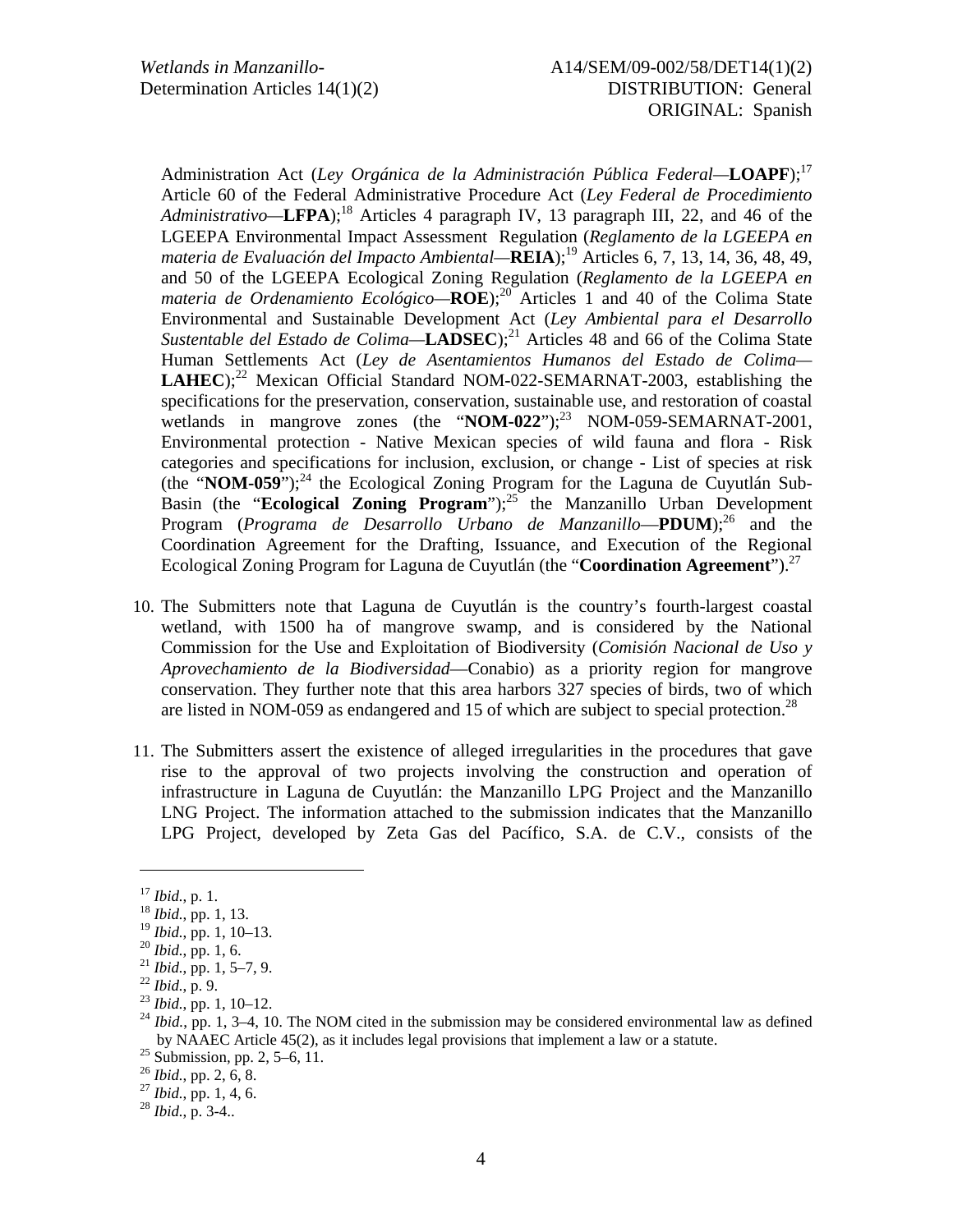Administration Act (*Ley Orgánica de la Administración Pública Federal*—**LOAPF**);[17] Article 60 of the Federal Administrative Procedure Act (*Ley Federal de Procedimiento Administrativo*—**LFPA**);[18] Articles 4 paragraph IV, 13 paragraph III, 22, and 46 of the LGEEPA Environmental Impact Assessment Regulation (*Reglamento de la LGEEPA en materia de Evaluación del Impacto Ambiental*—**REIA**);[19] Articles 6, 7, 13, 14, 36, 48, 49, and 50 of the LGEEPA Ecological Zoning Regulation (*Reglamento de la LGEEPA en materia de Ordenamiento Ecológico*—**ROE**);[20] Articles 1 and 40 of the Colima State Environmental and Sustainable Development Act (*Ley Ambiental para el Desarrollo Sustentable del Estado de Colima*—**LADSEC**);[21] Articles 48 and 66 of the Colima State Human Settlements Act (*Ley de Asentamientos Humanos del Estado de Colima*—**LAHEC**);[22] Mexican Official Standard NOM-022-SEMARNAT-2003, establishing the specifications for the preservation, conservation, sustainable use, and restoration of coastal wetlands in mangrove zones (the "**NOM-022**");[23] NOM-059-SEMARNAT-2001, Environmental protection - Native Mexican species of wild fauna and flora - Risk categories and specifications for inclusion, exclusion, or change - List of species at risk (the "**NOM-059**");[24] the Ecological Zoning Program for the Laguna de Cuyutlán Sub-Basin (the "**Ecological Zoning Program**");[25] the Manzanillo Urban Development Program (*Programa de Desarrollo Urbano de Manzanillo*—**PDUM**);[26] and the Coordination Agreement for the Drafting, Issuance, and Execution of the Regional Ecological Zoning Program for Laguna de Cuyutlán (the "**Coordination Agreement**").[27]

10. The Submitters note that Laguna de Cuyutlán is the country's fourth-largest coastal wetland, with 1500 ha of mangrove swamp, and is considered by the National Commission for the Use and Exploitation of Biodiversity (*Comisión Nacional de Uso y Aprovechamiento de la Biodiversidad*—Conabio) as a priority region for mangrove conservation. They further note that this area harbors 327 species of birds, two of which are listed in NOM-059 as endangered and 15 of which are subject to special protection.[28]

11. The Submitters assert the existence of alleged irregularities in the procedures that gave rise to the approval of two projects involving the construction and operation of infrastructure in Laguna de Cuyutlán: the Manzanillo LPG Project and the Manzanillo LNG Project. The information attached to the submission indicates that the Manzanillo LPG Project, developed by Zeta Gas del Pacífico, S.A. de C.V., consists of the

---

[17] *Ibid.*, p. 1.
[18] *Ibid.*, pp. 1, 13.
[19] *Ibid.*, pp. 1, 10–13.
[20] *Ibid.*, pp. 1, 6.
[21] *Ibid.*, pp. 1, 5–7, 9.
[22] *Ibid.*, p. 9.
[23] *Ibid.*, pp. 1, 10–12.
[24] *Ibid.*, pp. 1, 3–4, 10. The NOM cited in the submission may be considered environmental law as defined by NAAEC Article 45(2), as it includes legal provisions that implement a law or a statute.
[25] Submission, pp. 2, 5–6, 11.
[26] *Ibid.*, pp. 2, 6, 8.
[27] *Ibid.*, pp. 1, 4, 6.
[28] *Ibid.*, p. 3-4..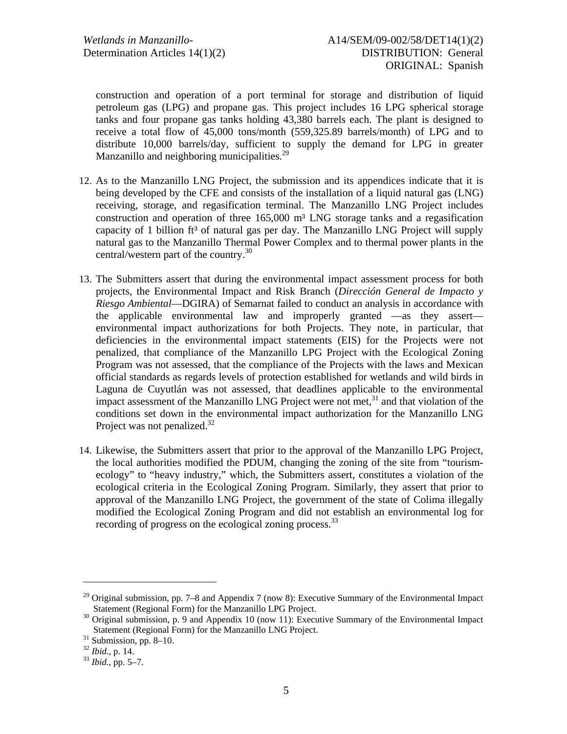construction and operation of a port terminal for storage and distribution of liquid petroleum gas (LPG) and propane gas. This project includes 16 LPG spherical storage tanks and four propane gas tanks holding 43,380 barrels each. The plant is designed to receive a total flow of 45,000 tons/month (559,325.89 barrels/month) of LPG and to distribute 10,000 barrels/day, sufficient to supply the demand for LPG in greater Manzanillo and neighboring municipalities.[29]

12. As to the Manzanillo LNG Project, the submission and its appendices indicate that it is being developed by the CFE and consists of the installation of a liquid natural gas (LNG) receiving, storage, and regasification terminal. The Manzanillo LNG Project includes construction and operation of three 165,000 m³ LNG storage tanks and a regasification capacity of 1 billion ft³ of natural gas per day. The Manzanillo LNG Project will supply natural gas to the Manzanillo Thermal Power Complex and to thermal power plants in the central/western part of the country.[30]

13. The Submitters assert that during the environmental impact assessment process for both projects, the Environmental Impact and Risk Branch (*Dirección General de Impacto y Riesgo Ambiental*—DGIRA) of Semarnat failed to conduct an analysis in accordance with the applicable environmental law and improperly granted —as they assert— environmental impact authorizations for both Projects. They note, in particular, that deficiencies in the environmental impact statements (EIS) for the Projects were not penalized, that compliance of the Manzanillo LPG Project with the Ecological Zoning Program was not assessed, that the compliance of the Projects with the laws and Mexican official standards as regards levels of protection established for wetlands and wild birds in Laguna de Cuyutlán was not assessed, that deadlines applicable to the environmental impact assessment of the Manzanillo LNG Project were not met,[31] and that violation of the conditions set down in the environmental impact authorization for the Manzanillo LNG Project was not penalized.[32]

14. Likewise, the Submitters assert that prior to the approval of the Manzanillo LPG Project, the local authorities modified the PDUM, changing the zoning of the site from "tourism-ecology" to "heavy industry," which, the Submitters assert, constitutes a violation of the ecological criteria in the Ecological Zoning Program. Similarly, they assert that prior to approval of the Manzanillo LNG Project, the government of the state of Colima illegally modified the Ecological Zoning Program and did not establish an environmental log for recording of progress on the ecological zoning process.[33]

---

[29] Original submission, pp. 7–8 and Appendix 7 (now 8): Executive Summary of the Environmental Impact Statement (Regional Form) for the Manzanillo LPG Project.

[30] Original submission, p. 9 and Appendix 10 (now 11): Executive Summary of the Environmental Impact Statement (Regional Form) for the Manzanillo LNG Project.

[31] Submission, pp. 8–10.

[32] *Ibid.*, p. 14.

[33] *Ibid.*, pp. 5–7.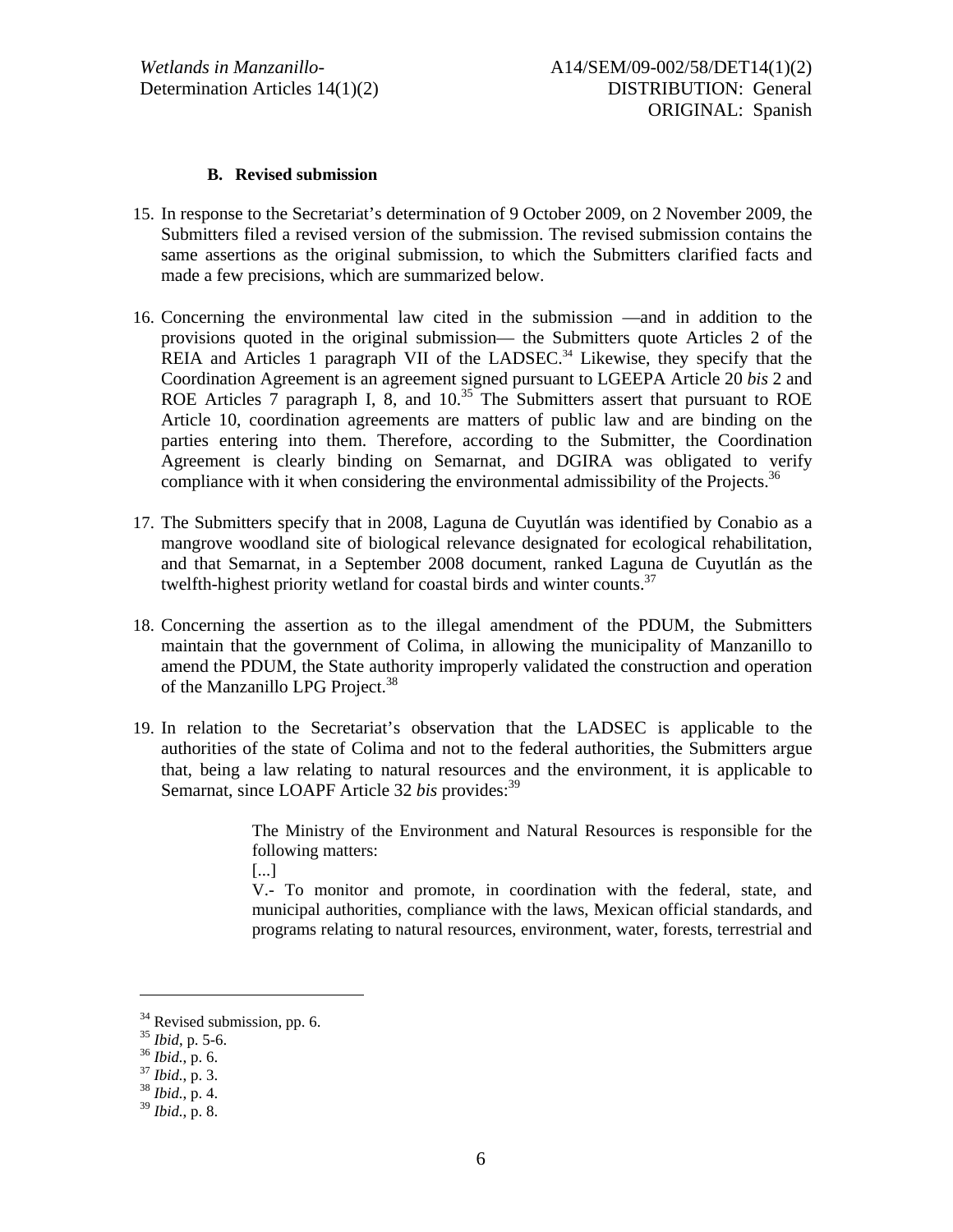### B. Revised submission

15. In response to the Secretariat's determination of 9 October 2009, on 2 November 2009, the Submitters filed a revised version of the submission. The revised submission contains the same assertions as the original submission, to which the Submitters clarified facts and made a few precisions, which are summarized below.

16. Concerning the environmental law cited in the submission —and in addition to the provisions quoted in the original submission— the Submitters quote Articles 2 of the REIA and Articles 1 paragraph VII of the LADSEC.[34] Likewise, they specify that the Coordination Agreement is an agreement signed pursuant to LGEEPA Article 20 *bis* 2 and ROE Articles 7 paragraph I, 8, and 10.[35] The Submitters assert that pursuant to ROE Article 10, coordination agreements are matters of public law and are binding on the parties entering into them. Therefore, according to the Submitter, the Coordination Agreement is clearly binding on Semarnat, and DGIRA was obligated to verify compliance with it when considering the environmental admissibility of the Projects.[36]

17. The Submitters specify that in 2008, Laguna de Cuyutlán was identified by Conabio as a mangrove woodland site of biological relevance designated for ecological rehabilitation, and that Semarnat, in a September 2008 document, ranked Laguna de Cuyutlán as the twelfth-highest priority wetland for coastal birds and winter counts.[37]

18. Concerning the assertion as to the illegal amendment of the PDUM, the Submitters maintain that the government of Colima, in allowing the municipality of Manzanillo to amend the PDUM, the State authority improperly validated the construction and operation of the Manzanillo LPG Project.[38]

19. In relation to the Secretariat's observation that the LADSEC is applicable to the authorities of the state of Colima and not to the federal authorities, the Submitters argue that, being a law relating to natural resources and the environment, it is applicable to Semarnat, since LOAPF Article 32 *bis* provides:[39]

> The Ministry of the Environment and Natural Resources is responsible for the following matters:
>
> [...]
>
> V.- To monitor and promote, in coordination with the federal, state, and municipal authorities, compliance with the laws, Mexican official standards, and programs relating to natural resources, environment, water, forests, terrestrial and

---

[34] Revised submission, pp. 6.

[35] *Ibid*, p. 5-6.

[36] *Ibid.*, p. 6.

[37] *Ibid.*, p. 3.

[38] *Ibid.*, p. 4.

[39] *Ibid.*, p. 8.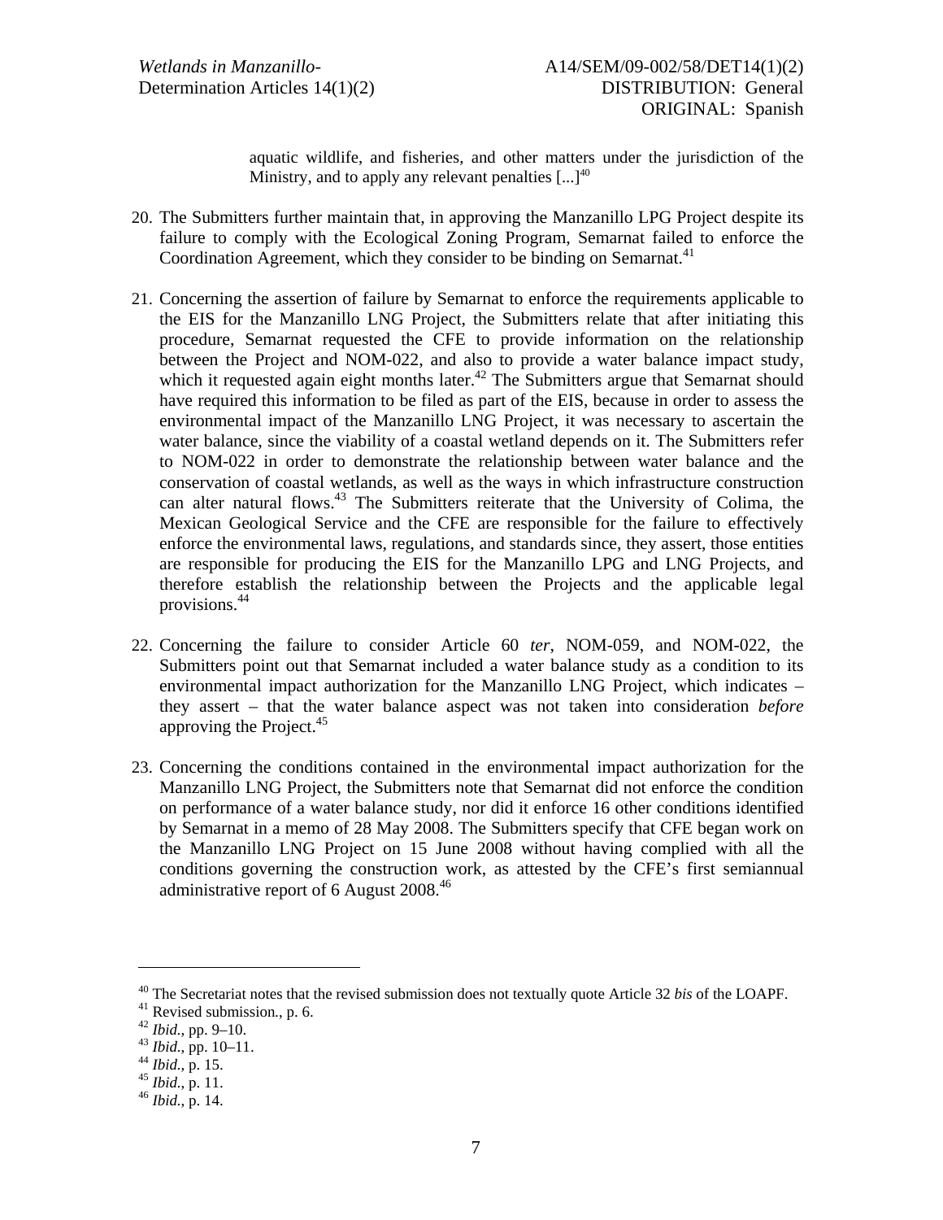aquatic wildlife, and fisheries, and other matters under the jurisdiction of the Ministry, and to apply any relevant penalties [...][40]

20. The Submitters further maintain that, in approving the Manzanillo LPG Project despite its failure to comply with the Ecological Zoning Program, Semarnat failed to enforce the Coordination Agreement, which they consider to be binding on Semarnat.[41]

21. Concerning the assertion of failure by Semarnat to enforce the requirements applicable to the EIS for the Manzanillo LNG Project, the Submitters relate that after initiating this procedure, Semarnat requested the CFE to provide information on the relationship between the Project and NOM-022, and also to provide a water balance impact study, which it requested again eight months later.[42] The Submitters argue that Semarnat should have required this information to be filed as part of the EIS, because in order to assess the environmental impact of the Manzanillo LNG Project, it was necessary to ascertain the water balance, since the viability of a coastal wetland depends on it. The Submitters refer to NOM-022 in order to demonstrate the relationship between water balance and the conservation of coastal wetlands, as well as the ways in which infrastructure construction can alter natural flows.[43] The Submitters reiterate that the University of Colima, the Mexican Geological Service and the CFE are responsible for the failure to effectively enforce the environmental laws, regulations, and standards since, they assert, those entities are responsible for producing the EIS for the Manzanillo LPG and LNG Projects, and therefore establish the relationship between the Projects and the applicable legal provisions.[44]

22. Concerning the failure to consider Article 60 *ter*, NOM-059, and NOM-022, the Submitters point out that Semarnat included a water balance study as a condition to its environmental impact authorization for the Manzanillo LNG Project, which indicates – they assert – that the water balance aspect was not taken into consideration *before* approving the Project.[45]

23. Concerning the conditions contained in the environmental impact authorization for the Manzanillo LNG Project, the Submitters note that Semarnat did not enforce the condition on performance of a water balance study, nor did it enforce 16 other conditions identified by Semarnat in a memo of 28 May 2008. The Submitters specify that CFE began work on the Manzanillo LNG Project on 15 June 2008 without having complied with all the conditions governing the construction work, as attested by the CFE's first semiannual administrative report of 6 August 2008.[46]

---

[40] The Secretariat notes that the revised submission does not textually quote Article 32 *bis* of the LOAPF.
[41] Revised submission., p. 6.
[42] *Ibid.*, pp. 9–10.
[43] *Ibid.*, pp. 10–11.
[44] *Ibid.*, p. 15.
[45] *Ibid.*, p. 11.
[46] *Ibid.*, p. 14.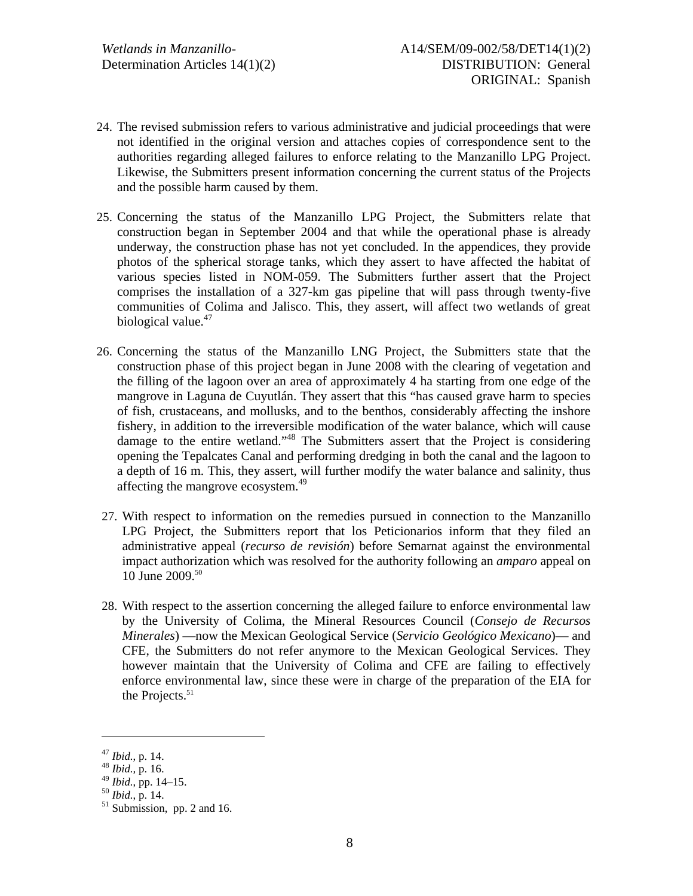24. The revised submission refers to various administrative and judicial proceedings that were not identified in the original version and attaches copies of correspondence sent to the authorities regarding alleged failures to enforce relating to the Manzanillo LPG Project. Likewise, the Submitters present information concerning the current status of the Projects and the possible harm caused by them.

25. Concerning the status of the Manzanillo LPG Project, the Submitters relate that construction began in September 2004 and that while the operational phase is already underway, the construction phase has not yet concluded. In the appendices, they provide photos of the spherical storage tanks, which they assert to have affected the habitat of various species listed in NOM-059. The Submitters further assert that the Project comprises the installation of a 327-km gas pipeline that will pass through twenty-five communities of Colima and Jalisco. This, they assert, will affect two wetlands of great biological value.[47]

26. Concerning the status of the Manzanillo LNG Project, the Submitters state that the construction phase of this project began in June 2008 with the clearing of vegetation and the filling of the lagoon over an area of approximately 4 ha starting from one edge of the mangrove in Laguna de Cuyutlán. They assert that this "has caused grave harm to species of fish, crustaceans, and mollusks, and to the benthos, considerably affecting the inshore fishery, in addition to the irreversible modification of the water balance, which will cause damage to the entire wetland."[48] The Submitters assert that the Project is considering opening the Tepalcates Canal and performing dredging in both the canal and the lagoon to a depth of 16 m. This, they assert, will further modify the water balance and salinity, thus affecting the mangrove ecosystem.[49]

27. With respect to information on the remedies pursued in connection to the Manzanillo LPG Project, the Submitters report that los Peticionarios inform that they filed an administrative appeal (*recurso de revisión*) before Semarnat against the environmental impact authorization which was resolved for the authority following an *amparo* appeal on 10 June 2009.[50]

28. With respect to the assertion concerning the alleged failure to enforce environmental law by the University of Colima, the Mineral Resources Council (*Consejo de Recursos Minerales*) —now the Mexican Geological Service (*Servicio Geológico Mexicano*)— and CFE, the Submitters do not refer anymore to the Mexican Geological Services. They however maintain that the University of Colima and CFE are failing to effectively enforce environmental law, since these were in charge of the preparation of the EIA for the Projects.[51]

---

[47] *Ibid.*, p. 14.
[48] *Ibid.*, p. 16.
[49] *Ibid.*, pp. 14–15.
[50] *Ibid.*, p. 14.
[51] Submission, pp. 2 and 16.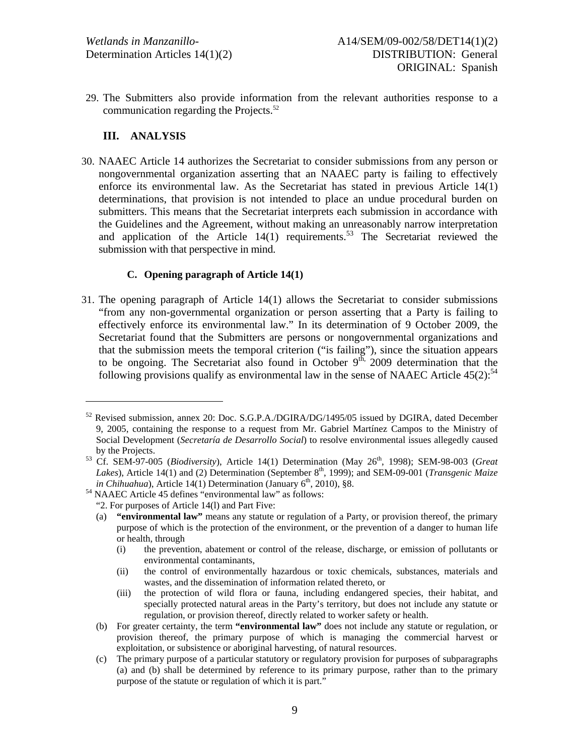29. The Submitters also provide information from the relevant authorities response to a communication regarding the Projects.[52]

## III. ANALYSIS

30. NAAEC Article 14 authorizes the Secretariat to consider submissions from any person or nongovernmental organization asserting that an NAAEC party is failing to effectively enforce its environmental law. As the Secretariat has stated in previous Article 14(1) determinations, that provision is not intended to place an undue procedural burden on submitters. This means that the Secretariat interprets each submission in accordance with the Guidelines and the Agreement, without making an unreasonably narrow interpretation and application of the Article 14(1) requirements.[53] The Secretariat reviewed the submission with that perspective in mind.

### C. Opening paragraph of Article 14(1)

31. The opening paragraph of Article 14(1) allows the Secretariat to consider submissions "from any non-governmental organization or person asserting that a Party is failing to effectively enforce its environmental law." In its determination of 9 October 2009, the Secretariat found that the Submitters are persons or nongovernmental organizations and that the submission meets the temporal criterion ("is failing"), since the situation appears to be ongoing. The Secretariat also found in October 9th, 2009 determination that the following provisions qualify as environmental law in the sense of NAAEC Article 45(2):[54]

---

[52] Revised submission, annex 20: Doc. S.G.P.A./DGIRA/DG/1495/05 issued by DGIRA, dated December 9, 2005, containing the response to a request from Mr. Gabriel Martínez Campos to the Ministry of Social Development (*Secretaría de Desarrollo Social*) to resolve environmental issues allegedly caused by the Projects.

[53] Cf. SEM-97-005 (*Biodiversity*), Article 14(1) Determination (May 26th, 1998); SEM-98-003 (*Great Lakes*), Article 14(1) and (2) Determination (September 8th, 1999); and SEM-09-001 (*Transgenic Maize in Chihuahua*), Article 14(1) Determination (January 6th, 2010), §8.

[54] NAAEC Article 45 defines "environmental law" as follows:

"2. For purposes of Article 14(l) and Part Five:

(a) **"environmental law"** means any statute or regulation of a Party, or provision thereof, the primary purpose of which is the protection of the environment, or the prevention of a danger to human life or health, through

(i) the prevention, abatement or control of the release, discharge, or emission of pollutants or environmental contaminants,

(ii) the control of environmentally hazardous or toxic chemicals, substances, materials and wastes, and the dissemination of information related thereto, or

(iii) the protection of wild flora or fauna, including endangered species, their habitat, and specially protected natural areas in the Party's territory, but does not include any statute or regulation, or provision thereof, directly related to worker safety or health.

(b) For greater certainty, the term **"environmental law"** does not include any statute or regulation, or provision thereof, the primary purpose of which is managing the commercial harvest or exploitation, or subsistence or aboriginal harvesting, of natural resources.

(c) The primary purpose of a particular statutory or regulatory provision for purposes of subparagraphs (a) and (b) shall be determined by reference to its primary purpose, rather than to the primary purpose of the statute or regulation of which it is part."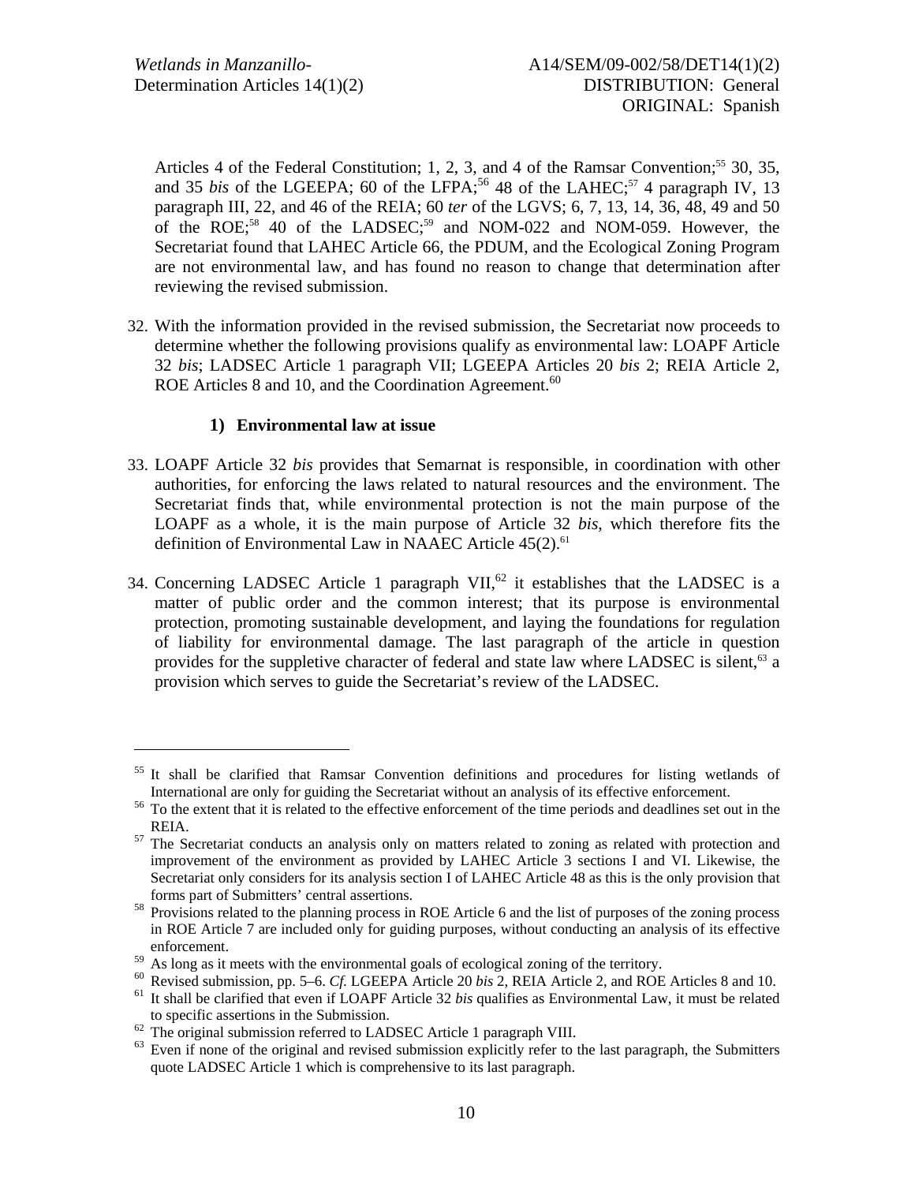Articles 4 of the Federal Constitution; 1, 2, 3, and 4 of the Ramsar Convention;[55] 30, 35, and 35 *bis* of the LGEEPA; 60 of the LFPA;[56] 48 of the LAHEC;[57] 4 paragraph IV, 13 paragraph III, 22, and 46 of the REIA; 60 *ter* of the LGVS; 6, 7, 13, 14, 36, 48, 49 and 50 of the ROE;[58] 40 of the LADSEC;[59] and NOM-022 and NOM-059. However, the Secretariat found that LAHEC Article 66, the PDUM, and the Ecological Zoning Program are not environmental law, and has found no reason to change that determination after reviewing the revised submission.

32. With the information provided in the revised submission, the Secretariat now proceeds to determine whether the following provisions qualify as environmental law: LOAPF Article 32 *bis*; LADSEC Article 1 paragraph VII; LGEEPA Articles 20 *bis* 2; REIA Article 2, ROE Articles 8 and 10, and the Coordination Agreement.[60]

### 1) Environmental law at issue

33. LOAPF Article 32 *bis* provides that Semarnat is responsible, in coordination with other authorities, for enforcing the laws related to natural resources and the environment. The Secretariat finds that, while environmental protection is not the main purpose of the LOAPF as a whole, it is the main purpose of Article 32 *bis*, which therefore fits the definition of Environmental Law in NAAEC Article 45(2).[61]

34. Concerning LADSEC Article 1 paragraph VII,[62] it establishes that the LADSEC is a matter of public order and the common interest; that its purpose is environmental protection, promoting sustainable development, and laying the foundations for regulation of liability for environmental damage. The last paragraph of the article in question provides for the suppletive character of federal and state law where LADSEC is silent,[63] a provision which serves to guide the Secretariat's review of the LADSEC.

---

[55] It shall be clarified that Ramsar Convention definitions and procedures for listing wetlands of International are only for guiding the Secretariat without an analysis of its effective enforcement.

[56] To the extent that it is related to the effective enforcement of the time periods and deadlines set out in the REIA.

[57] The Secretariat conducts an analysis only on matters related to zoning as related with protection and improvement of the environment as provided by LAHEC Article 3 sections I and VI. Likewise, the Secretariat only considers for its analysis section I of LAHEC Article 48 as this is the only provision that forms part of Submitters' central assertions.

[58] Provisions related to the planning process in ROE Article 6 and the list of purposes of the zoning process in ROE Article 7 are included only for guiding purposes, without conducting an analysis of its effective enforcement.

[59] As long as it meets with the environmental goals of ecological zoning of the territory.

[60] Revised submission, pp. 5–6. *Cf.* LGEEPA Article 20 *bis* 2, REIA Article 2, and ROE Articles 8 and 10.

[61] It shall be clarified that even if LOAPF Article 32 *bis* qualifies as Environmental Law, it must be related to specific assertions in the Submission.

[62] The original submission referred to LADSEC Article 1 paragraph VIII.

[63] Even if none of the original and revised submission explicitly refer to the last paragraph, the Submitters quote LADSEC Article 1 which is comprehensive to its last paragraph.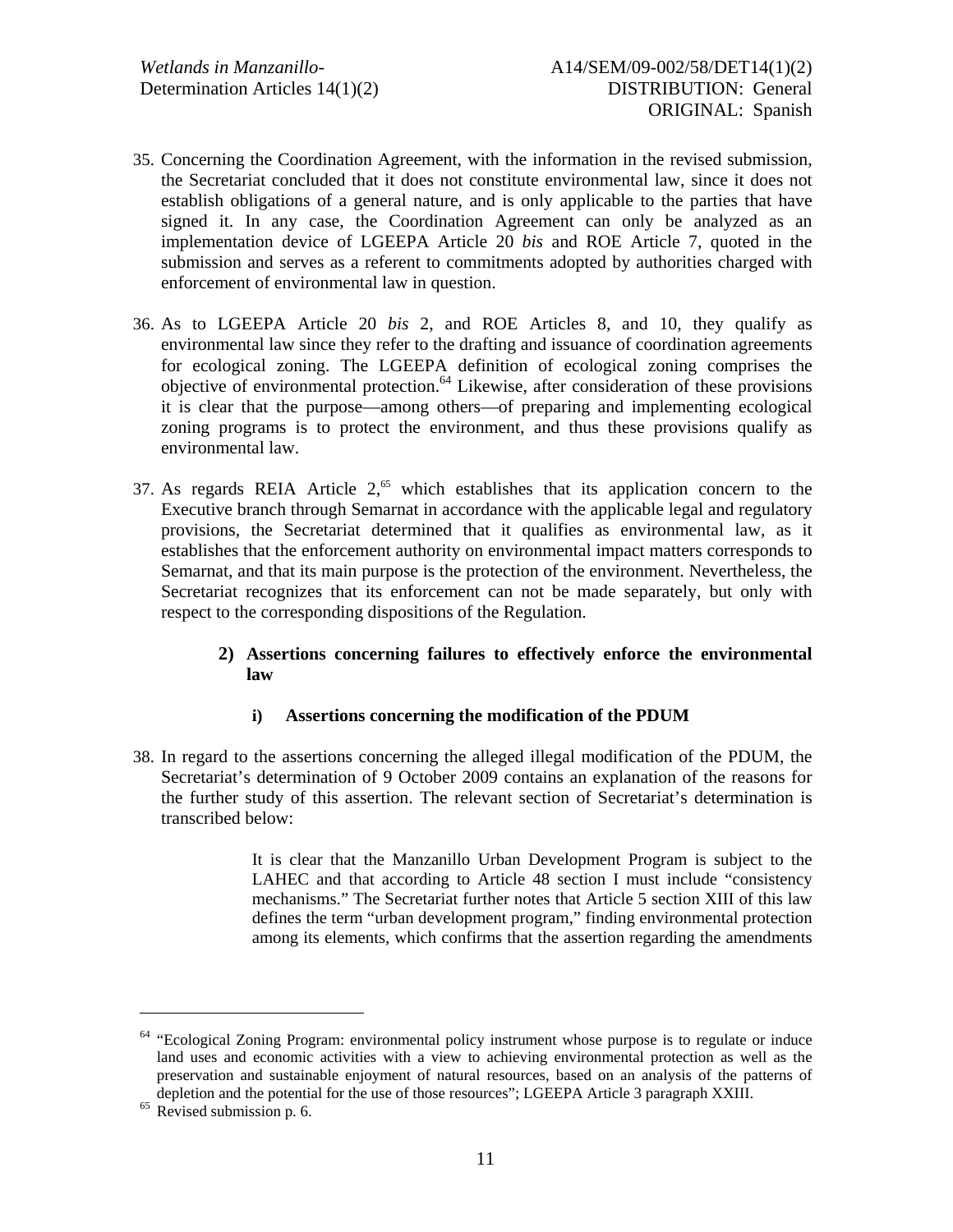35. Concerning the Coordination Agreement, with the information in the revised submission, the Secretariat concluded that it does not constitute environmental law, since it does not establish obligations of a general nature, and is only applicable to the parties that have signed it. In any case, the Coordination Agreement can only be analyzed as an implementation device of LGEEPA Article 20 *bis* and ROE Article 7, quoted in the submission and serves as a referent to commitments adopted by authorities charged with enforcement of environmental law in question.

36. As to LGEEPA Article 20 *bis* 2, and ROE Articles 8, and 10, they qualify as environmental law since they refer to the drafting and issuance of coordination agreements for ecological zoning. The LGEEPA definition of ecological zoning comprises the objective of environmental protection.[64] Likewise, after consideration of these provisions it is clear that the purpose—among others—of preparing and implementing ecological zoning programs is to protect the environment, and thus these provisions qualify as environmental law.

37. As regards REIA Article 2,[65] which establishes that its application concern to the Executive branch through Semarnat in accordance with the applicable legal and regulatory provisions, the Secretariat determined that it qualifies as environmental law, as it establishes that the enforcement authority on environmental impact matters corresponds to Semarnat, and that its main purpose is the protection of the environment. Nevertheless, the Secretariat recognizes that its enforcement can not be made separately, but only with respect to the corresponding dispositions of the Regulation.

### 2) Assertions concerning failures to effectively enforce the environmental law

#### i) Assertions concerning the modification of the PDUM

38. In regard to the assertions concerning the alleged illegal modification of the PDUM, the Secretariat's determination of 9 October 2009 contains an explanation of the reasons for the further study of this assertion. The relevant section of Secretariat's determination is transcribed below:

> It is clear that the Manzanillo Urban Development Program is subject to the LAHEC and that according to Article 48 section I must include "consistency mechanisms." The Secretariat further notes that Article 5 section XIII of this law defines the term "urban development program," finding environmental protection among its elements, which confirms that the assertion regarding the amendments

---

[64] "Ecological Zoning Program: environmental policy instrument whose purpose is to regulate or induce land uses and economic activities with a view to achieving environmental protection as well as the preservation and sustainable enjoyment of natural resources, based on an analysis of the patterns of depletion and the potential for the use of those resources"; LGEEPA Article 3 paragraph XXIII.

[65] Revised submission p. 6.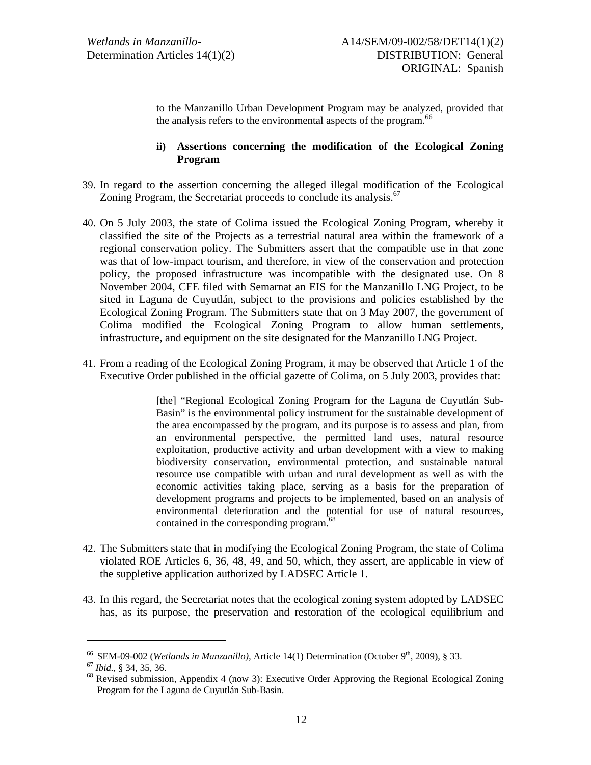to the Manzanillo Urban Development Program may be analyzed, provided that the analysis refers to the environmental aspects of the program.[66]

**ii) Assertions concerning the modification of the Ecological Zoning Program**

39. In regard to the assertion concerning the alleged illegal modification of the Ecological Zoning Program, the Secretariat proceeds to conclude its analysis.[67]

40. On 5 July 2003, the state of Colima issued the Ecological Zoning Program, whereby it classified the site of the Projects as a terrestrial natural area within the framework of a regional conservation policy. The Submitters assert that the compatible use in that zone was that of low-impact tourism, and therefore, in view of the conservation and protection policy, the proposed infrastructure was incompatible with the designated use. On 8 November 2004, CFE filed with Semarnat an EIS for the Manzanillo LNG Project, to be sited in Laguna de Cuyutlán, subject to the provisions and policies established by the Ecological Zoning Program. The Submitters state that on 3 May 2007, the government of Colima modified the Ecological Zoning Program to allow human settlements, infrastructure, and equipment on the site designated for the Manzanillo LNG Project.

41. From a reading of the Ecological Zoning Program, it may be observed that Article 1 of the Executive Order published in the official gazette of Colima, on 5 July 2003, provides that:

> [the] "Regional Ecological Zoning Program for the Laguna de Cuyutlán Sub-Basin" is the environmental policy instrument for the sustainable development of the area encompassed by the program, and its purpose is to assess and plan, from an environmental perspective, the permitted land uses, natural resource exploitation, productive activity and urban development with a view to making biodiversity conservation, environmental protection, and sustainable natural resource use compatible with urban and rural development as well as with the economic activities taking place, serving as a basis for the preparation of development programs and projects to be implemented, based on an analysis of environmental deterioration and the potential for use of natural resources, contained in the corresponding program.[68]

42. The Submitters state that in modifying the Ecological Zoning Program, the state of Colima violated ROE Articles 6, 36, 48, 49, and 50, which, they assert, are applicable in view of the suppletive application authorized by LADSEC Article 1.

43. In this regard, the Secretariat notes that the ecological zoning system adopted by LADSEC has, as its purpose, the preservation and restoration of the ecological equilibrium and

---

[66] SEM-09-002 (*Wetlands in Manzanillo)*, Article 14(1) Determination (October 9th, 2009), § 33.

[67] *Ibid.*, § 34, 35, 36.

[68] Revised submission, Appendix 4 (now 3): Executive Order Approving the Regional Ecological Zoning Program for the Laguna de Cuyutlán Sub-Basin.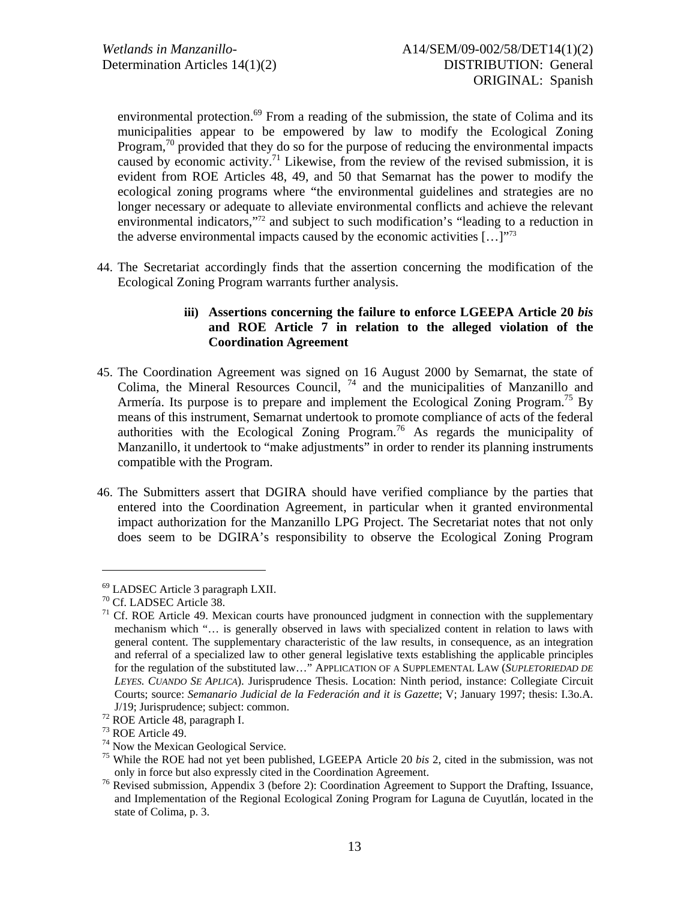environmental protection.[69] From a reading of the submission, the state of Colima and its municipalities appear to be empowered by law to modify the Ecological Zoning Program,[70] provided that they do so for the purpose of reducing the environmental impacts caused by economic activity.[71] Likewise, from the review of the revised submission, it is evident from ROE Articles 48, 49, and 50 that Semarnat has the power to modify the ecological zoning programs where "the environmental guidelines and strategies are no longer necessary or adequate to alleviate environmental conflicts and achieve the relevant environmental indicators,"[72] and subject to such modification's "leading to a reduction in the adverse environmental impacts caused by the economic activities […]"[73]

44. The Secretariat accordingly finds that the assertion concerning the modification of the Ecological Zoning Program warrants further analysis.

#### iii) Assertions concerning the failure to enforce LGEEPA Article 20 *bis* and ROE Article 7 in relation to the alleged violation of the Coordination Agreement

45. The Coordination Agreement was signed on 16 August 2000 by Semarnat, the state of Colima, the Mineral Resources Council, [74] and the municipalities of Manzanillo and Armería. Its purpose is to prepare and implement the Ecological Zoning Program.[75] By means of this instrument, Semarnat undertook to promote compliance of acts of the federal authorities with the Ecological Zoning Program.[76] As regards the municipality of Manzanillo, it undertook to "make adjustments" in order to render its planning instruments compatible with the Program.

46. The Submitters assert that DGIRA should have verified compliance by the parties that entered into the Coordination Agreement, in particular when it granted environmental impact authorization for the Manzanillo LPG Project. The Secretariat notes that not only does seem to be DGIRA's responsibility to observe the Ecological Zoning Program

---

[69] LADSEC Article 3 paragraph LXII.

[70] Cf. LADSEC Article 38.

[71] Cf. ROE Article 49. Mexican courts have pronounced judgment in connection with the supplementary mechanism which "… is generally observed in laws with specialized content in relation to laws with general content. The supplementary characteristic of the law results, in consequence, as an integration and referral of a specialized law to other general legislative texts establishing the applicable principles for the regulation of the substituted law…" APPLICATION OF A SUPPLEMENTAL LAW (*SUPLETORIEDAD DE LEYES. CUANDO SE APLICA*). Jurisprudence Thesis. Location: Ninth period, instance: Collegiate Circuit Courts; source: *Semanario Judicial de la Federación and it is Gazette*; V; January 1997; thesis: I.3o.A. J/19; Jurisprudence; subject: common.

[72] ROE Article 48, paragraph I.

[73] ROE Article 49.

[74] Now the Mexican Geological Service.

[75] While the ROE had not yet been published, LGEEPA Article 20 *bis* 2, cited in the submission, was not only in force but also expressly cited in the Coordination Agreement.

[76] Revised submission, Appendix 3 (before 2): Coordination Agreement to Support the Drafting, Issuance, and Implementation of the Regional Ecological Zoning Program for Laguna de Cuyutlán, located in the state of Colima, p. 3.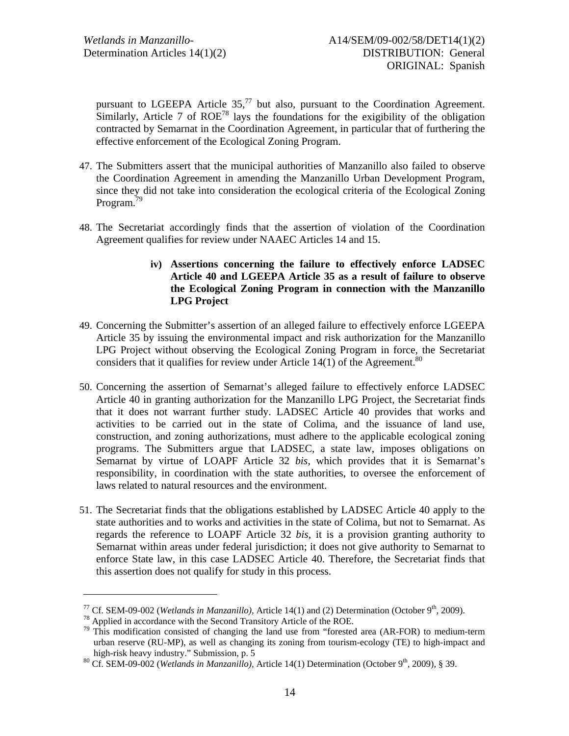pursuant to LGEEPA Article 35,[77] but also, pursuant to the Coordination Agreement. Similarly, Article 7 of ROE[78] lays the foundations for the exigibility of the obligation contracted by Semarnat in the Coordination Agreement, in particular that of furthering the effective enforcement of the Ecological Zoning Program.

47. The Submitters assert that the municipal authorities of Manzanillo also failed to observe the Coordination Agreement in amending the Manzanillo Urban Development Program, since they did not take into consideration the ecological criteria of the Ecological Zoning Program.[79]

48. The Secretariat accordingly finds that the assertion of violation of the Coordination Agreement qualifies for review under NAAEC Articles 14 and 15.

**iv) Assertions concerning the failure to effectively enforce LADSEC Article 40 and LGEEPA Article 35 as a result of failure to observe the Ecological Zoning Program in connection with the Manzanillo LPG Project**

49. Concerning the Submitter's assertion of an alleged failure to effectively enforce LGEEPA Article 35 by issuing the environmental impact and risk authorization for the Manzanillo LPG Project without observing the Ecological Zoning Program in force, the Secretariat considers that it qualifies for review under Article 14(1) of the Agreement.[80]

50. Concerning the assertion of Semarnat's alleged failure to effectively enforce LADSEC Article 40 in granting authorization for the Manzanillo LPG Project, the Secretariat finds that it does not warrant further study. LADSEC Article 40 provides that works and activities to be carried out in the state of Colima, and the issuance of land use, construction, and zoning authorizations, must adhere to the applicable ecological zoning programs. The Submitters argue that LADSEC, a state law, imposes obligations on Semarnat by virtue of LOAPF Article 32 *bis*, which provides that it is Semarnat's responsibility, in coordination with the state authorities, to oversee the enforcement of laws related to natural resources and the environment.

51. The Secretariat finds that the obligations established by LADSEC Article 40 apply to the state authorities and to works and activities in the state of Colima, but not to Semarnat. As regards the reference to LOAPF Article 32 *bis*, it is a provision granting authority to Semarnat within areas under federal jurisdiction; it does not give authority to Semarnat to enforce State law, in this case LADSEC Article 40. Therefore, the Secretariat finds that this assertion does not qualify for study in this process.

---

[77] Cf. SEM-09-002 (*Wetlands in Manzanillo),* Article 14(1) and (2) Determination (October 9th, 2009).

[78] Applied in accordance with the Second Transitory Article of the ROE.

[79] This modification consisted of changing the land use from "forested area (AR-FOR) to medium-term urban reserve (RU-MP), as well as changing its zoning from tourism-ecology (TE) to high-impact and high-risk heavy industry." Submission, p. 5

[80] Cf. SEM-09-002 (*Wetlands in Manzanillo),* Article 14(1) Determination (October 9th, 2009), § 39.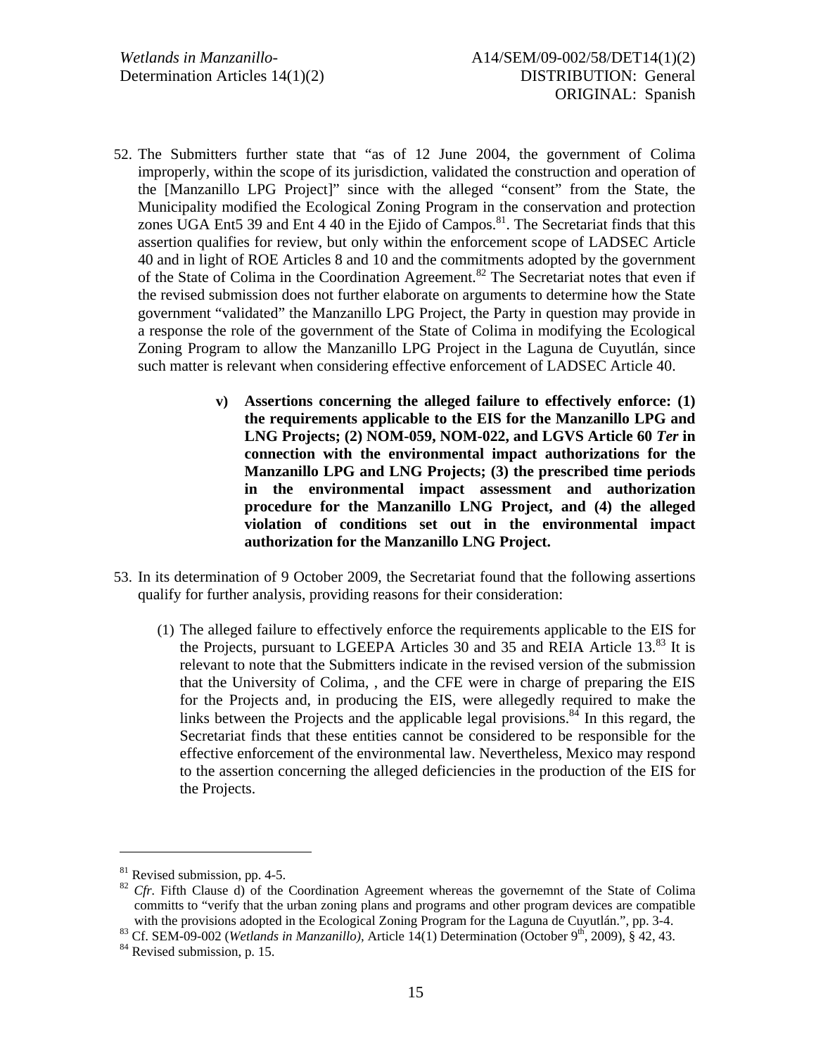52. The Submitters further state that "as of 12 June 2004, the government of Colima improperly, within the scope of its jurisdiction, validated the construction and operation of the [Manzanillo LPG Project]" since with the alleged "consent" from the State, the Municipality modified the Ecological Zoning Program in the conservation and protection zones UGA Ent5 39 and Ent 4 40 in the Ejido of Campos.[81]. The Secretariat finds that this assertion qualifies for review, but only within the enforcement scope of LADSEC Article 40 and in light of ROE Articles 8 and 10 and the commitments adopted by the government of the State of Colima in the Coordination Agreement.[82] The Secretariat notes that even if the revised submission does not further elaborate on arguments to determine how the State government "validated" the Manzanillo LPG Project, the Party in question may provide in a response the role of the government of the State of Colima in modifying the Ecological Zoning Program to allow the Manzanillo LPG Project in the Laguna de Cuyutlán, since such matter is relevant when considering effective enforcement of LADSEC Article 40.

**v) Assertions concerning the alleged failure to effectively enforce: (1) the requirements applicable to the EIS for the Manzanillo LPG and LNG Projects; (2) NOM-059, NOM-022, and LGVS Article 60 *Ter* in connection with the environmental impact authorizations for the Manzanillo LPG and LNG Projects; (3) the prescribed time periods in the environmental impact assessment and authorization procedure for the Manzanillo LNG Project, and (4) the alleged violation of conditions set out in the environmental impact authorization for the Manzanillo LNG Project.**

53. In its determination of 9 October 2009, the Secretariat found that the following assertions qualify for further analysis, providing reasons for their consideration:

    (1) The alleged failure to effectively enforce the requirements applicable to the EIS for the Projects, pursuant to LGEEPA Articles 30 and 35 and REIA Article 13.[83] It is relevant to note that the Submitters indicate in the revised version of the submission that the University of Colima, , and the CFE were in charge of preparing the EIS for the Projects and, in producing the EIS, were allegedly required to make the links between the Projects and the applicable legal provisions.[84] In this regard, the Secretariat finds that these entities cannot be considered to be responsible for the effective enforcement of the environmental law. Nevertheless, Mexico may respond to the assertion concerning the alleged deficiencies in the production of the EIS for the Projects.

---

[81] Revised submission, pp. 4-5.

[82] *Cfr.* Fifth Clause d) of the Coordination Agreement whereas the governemnt of the State of Colima committs to "verify that the urban zoning plans and programs and other program devices are compatible with the provisions adopted in the Ecological Zoning Program for the Laguna de Cuyutlán.", pp. 3-4.

[83] Cf. SEM-09-002 (*Wetlands in Manzanillo)*, Article 14(1) Determination (October 9th, 2009), § 42, 43.

[84] Revised submission, p. 15.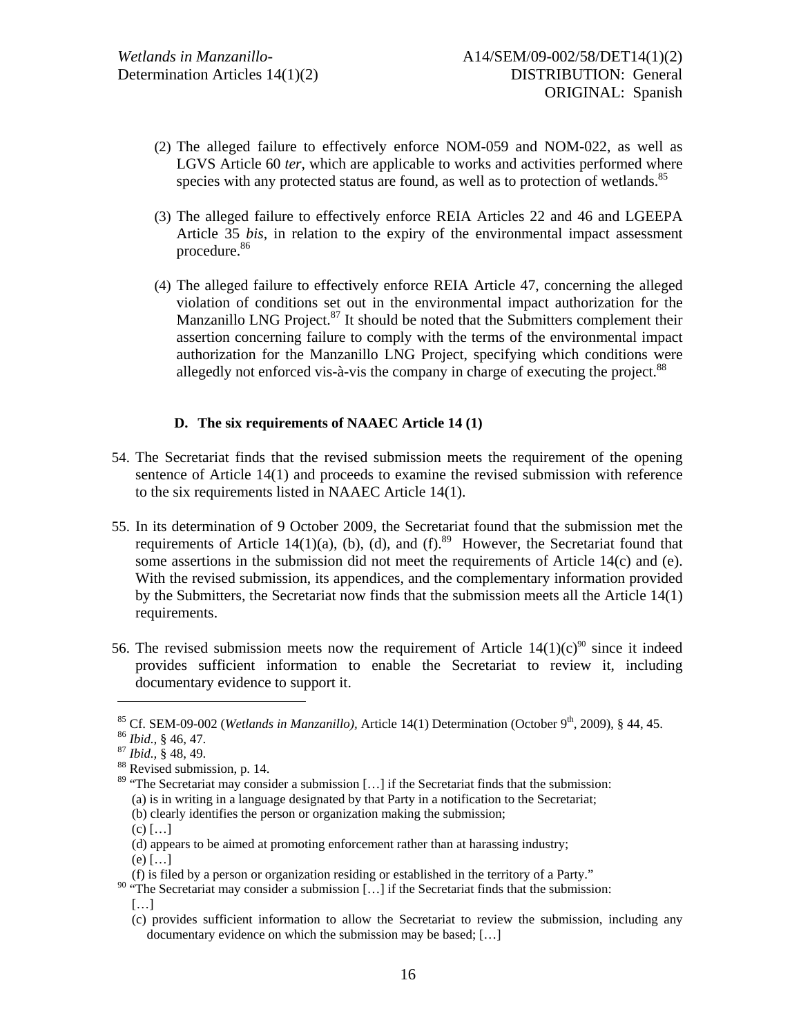(2) The alleged failure to effectively enforce NOM-059 and NOM-022, as well as LGVS Article 60 *ter*, which are applicable to works and activities performed where species with any protected status are found, as well as to protection of wetlands.[85]

(3) The alleged failure to effectively enforce REIA Articles 22 and 46 and LGEEPA Article 35 *bis*, in relation to the expiry of the environmental impact assessment procedure.[86]

(4) The alleged failure to effectively enforce REIA Article 47, concerning the alleged violation of conditions set out in the environmental impact authorization for the Manzanillo LNG Project.[87] It should be noted that the Submitters complement their assertion concerning failure to comply with the terms of the environmental impact authorization for the Manzanillo LNG Project, specifying which conditions were allegedly not enforced vis-à-vis the company in charge of executing the project.[88]

### D. The six requirements of NAAEC Article 14 (1)

54. The Secretariat finds that the revised submission meets the requirement of the opening sentence of Article 14(1) and proceeds to examine the revised submission with reference to the six requirements listed in NAAEC Article 14(1).

55. In its determination of 9 October 2009, the Secretariat found that the submission met the requirements of Article 14(1)(a), (b), (d), and (f).[89] However, the Secretariat found that some assertions in the submission did not meet the requirements of Article 14(c) and (e). With the revised submission, its appendices, and the complementary information provided by the Submitters, the Secretariat now finds that the submission meets all the Article 14(1) requirements.

56. The revised submission meets now the requirement of Article 14(1)(c)[90] since it indeed provides sufficient information to enable the Secretariat to review it, including documentary evidence to support it.

---

[85] Cf. SEM-09-002 (*Wetlands in Manzanillo),* Article 14(1) Determination (October 9th, 2009), § 44, 45.

[86] *Ibid.,* § 46, 47.

[87] *Ibid.,* § 48, 49.

[88] Revised submission, p. 14.

[89] "The Secretariat may consider a submission […] if the Secretariat finds that the submission:
(a) is in writing in a language designated by that Party in a notification to the Secretariat;
(b) clearly identifies the person or organization making the submission;
(c) […]
(d) appears to be aimed at promoting enforcement rather than at harassing industry;
(e) […]
(f) is filed by a person or organization residing or established in the territory of a Party."

[90] "The Secretariat may consider a submission […] if the Secretariat finds that the submission:
[…]
(c) provides sufficient information to allow the Secretariat to review the submission, including any documentary evidence on which the submission may be based; […]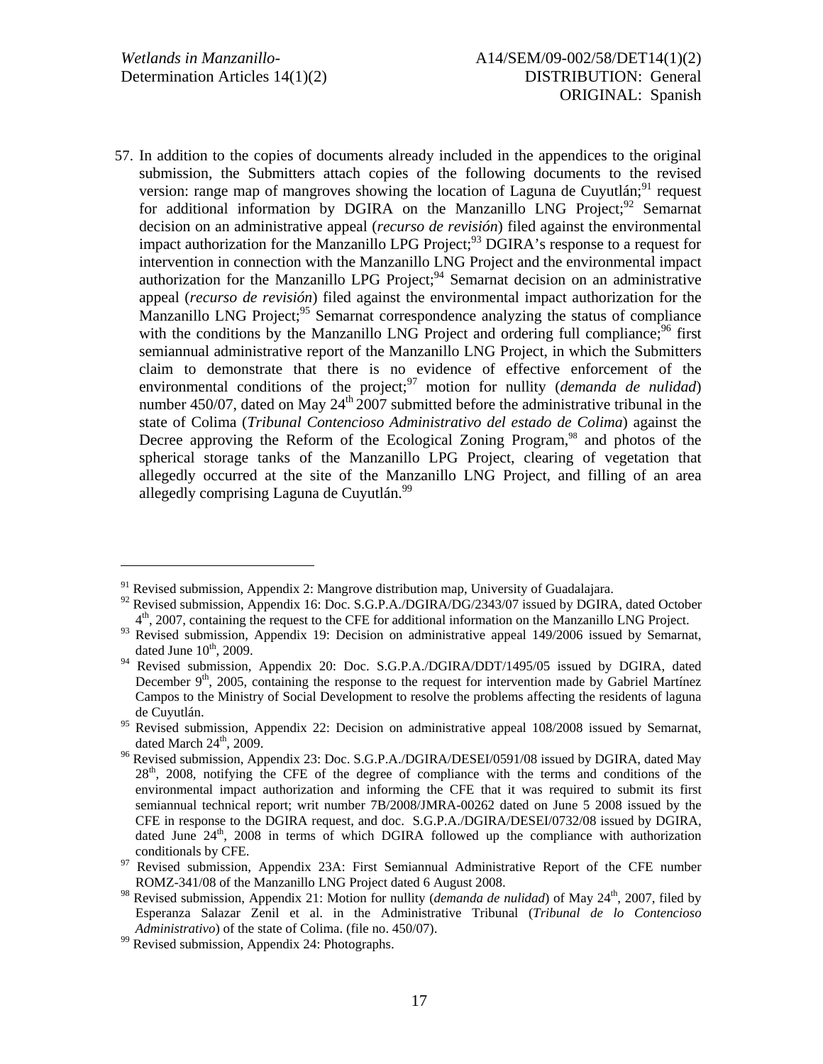57. In addition to the copies of documents already included in the appendices to the original submission, the Submitters attach copies of the following documents to the revised version: range map of mangroves showing the location of Laguna de Cuyutlán;[91] request for additional information by DGIRA on the Manzanillo LNG Project;[92] Semarnat decision on an administrative appeal (*recurso de revisión*) filed against the environmental impact authorization for the Manzanillo LPG Project;[93] DGIRA's response to a request for intervention in connection with the Manzanillo LNG Project and the environmental impact authorization for the Manzanillo LPG Project;[94] Semarnat decision on an administrative appeal (*recurso de revisión*) filed against the environmental impact authorization for the Manzanillo LNG Project;[95] Semarnat correspondence analyzing the status of compliance with the conditions by the Manzanillo LNG Project and ordering full compliance;[96] first semiannual administrative report of the Manzanillo LNG Project, in which the Submitters claim to demonstrate that there is no evidence of effective enforcement of the environmental conditions of the project;[97] motion for nullity (*demanda de nulidad*) number 450/07, dated on May 24th 2007 submitted before the administrative tribunal in the state of Colima (*Tribunal Contencioso Administrativo del estado de Colima*) against the Decree approving the Reform of the Ecological Zoning Program,[98] and photos of the spherical storage tanks of the Manzanillo LPG Project, clearing of vegetation that allegedly occurred at the site of the Manzanillo LNG Project, and filling of an area allegedly comprising Laguna de Cuyutlán.[99]

---

[91] Revised submission, Appendix 2: Mangrove distribution map, University of Guadalajara.

[92] Revised submission, Appendix 16: Doc. S.G.P.A./DGIRA/DG/2343/07 issued by DGIRA, dated October 4th, 2007, containing the request to the CFE for additional information on the Manzanillo LNG Project.

[93] Revised submission, Appendix 19: Decision on administrative appeal 149/2006 issued by Semarnat, dated June 10th, 2009.

[94] Revised submission, Appendix 20: Doc. S.G.P.A./DGIRA/DDT/1495/05 issued by DGIRA, dated December 9th, 2005, containing the response to the request for intervention made by Gabriel Martínez Campos to the Ministry of Social Development to resolve the problems affecting the residents of laguna de Cuyutlán.

[95] Revised submission, Appendix 22: Decision on administrative appeal 108/2008 issued by Semarnat, dated March 24th, 2009.

[96] Revised submission, Appendix 23: Doc. S.G.P.A./DGIRA/DESEI/0591/08 issued by DGIRA, dated May 28th, 2008, notifying the CFE of the degree of compliance with the terms and conditions of the environmental impact authorization and informing the CFE that it was required to submit its first semiannual technical report; writ number 7B/2008/JMRA-00262 dated on June 5 2008 issued by the CFE in response to the DGIRA request, and doc. S.G.P.A./DGIRA/DESEI/0732/08 issued by DGIRA, dated June 24th, 2008 in terms of which DGIRA followed up the compliance with authorization conditionals by CFE.

[97] Revised submission, Appendix 23A: First Semiannual Administrative Report of the CFE number ROMZ-341/08 of the Manzanillo LNG Project dated 6 August 2008.

[98] Revised submission, Appendix 21: Motion for nullity (*demanda de nulidad*) of May 24th, 2007, filed by Esperanza Salazar Zenil et al. in the Administrative Tribunal (*Tribunal de lo Contencioso Administrativo*) of the state of Colima. (file no. 450/07).

[99] Revised submission, Appendix 24: Photographs.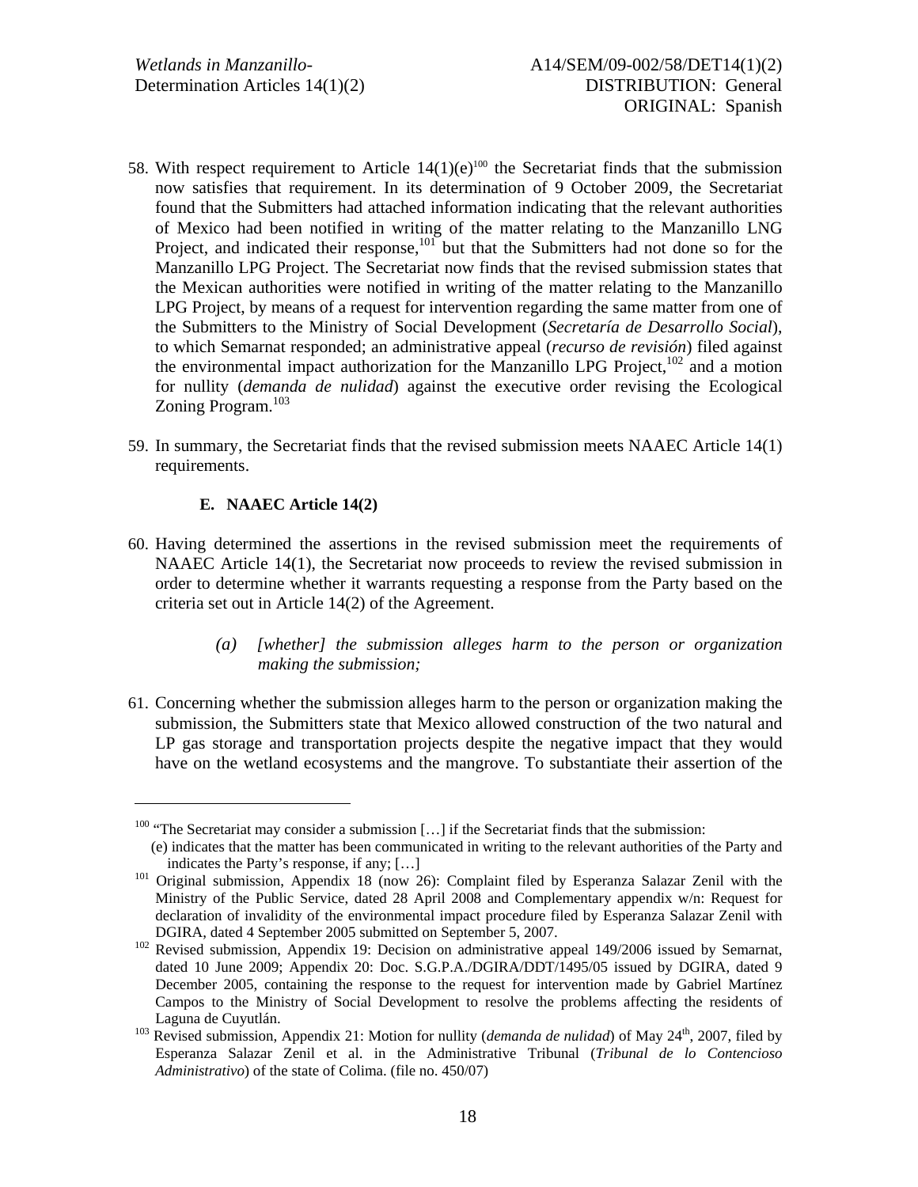58. With respect requirement to Article 14(1)(e)[100] the Secretariat finds that the submission now satisfies that requirement. In its determination of 9 October 2009, the Secretariat found that the Submitters had attached information indicating that the relevant authorities of Mexico had been notified in writing of the matter relating to the Manzanillo LNG Project, and indicated their response,[101] but that the Submitters had not done so for the Manzanillo LPG Project. The Secretariat now finds that the revised submission states that the Mexican authorities were notified in writing of the matter relating to the Manzanillo LPG Project, by means of a request for intervention regarding the same matter from one of the Submitters to the Ministry of Social Development (*Secretaría de Desarrollo Social*), to which Semarnat responded; an administrative appeal (*recurso de revisión*) filed against the environmental impact authorization for the Manzanillo LPG Project,[102] and a motion for nullity (*demanda de nulidad*) against the executive order revising the Ecological Zoning Program.[103]

59. In summary, the Secretariat finds that the revised submission meets NAAEC Article 14(1) requirements.

### E. NAAEC Article 14(2)

60. Having determined the assertions in the revised submission meet the requirements of NAAEC Article 14(1), the Secretariat now proceeds to review the revised submission in order to determine whether it warrants requesting a response from the Party based on the criteria set out in Article 14(2) of the Agreement.

> *(a) [whether] the submission alleges harm to the person or organization making the submission;*

61. Concerning whether the submission alleges harm to the person or organization making the submission, the Submitters state that Mexico allowed construction of the two natural and LP gas storage and transportation projects despite the negative impact that they would have on the wetland ecosystems and the mangrove. To substantiate their assertion of the

---

[100] "The Secretariat may consider a submission […] if the Secretariat finds that the submission:
(e) indicates that the matter has been communicated in writing to the relevant authorities of the Party and indicates the Party's response, if any; […]

[101] Original submission, Appendix 18 (now 26): Complaint filed by Esperanza Salazar Zenil with the Ministry of the Public Service, dated 28 April 2008 and Complementary appendix w/n: Request for declaration of invalidity of the environmental impact procedure filed by Esperanza Salazar Zenil with DGIRA, dated 4 September 2005 submitted on September 5, 2007.

[102] Revised submission, Appendix 19: Decision on administrative appeal 149/2006 issued by Semarnat, dated 10 June 2009; Appendix 20: Doc. S.G.P.A./DGIRA/DDT/1495/05 issued by DGIRA, dated 9 December 2005, containing the response to the request for intervention made by Gabriel Martínez Campos to the Ministry of Social Development to resolve the problems affecting the residents of Laguna de Cuyutlán.

[103] Revised submission, Appendix 21: Motion for nullity (*demanda de nulidad*) of May 24th, 2007, filed by Esperanza Salazar Zenil et al. in the Administrative Tribunal (*Tribunal de lo Contencioso Administrativo*) of the state of Colima. (file no. 450/07)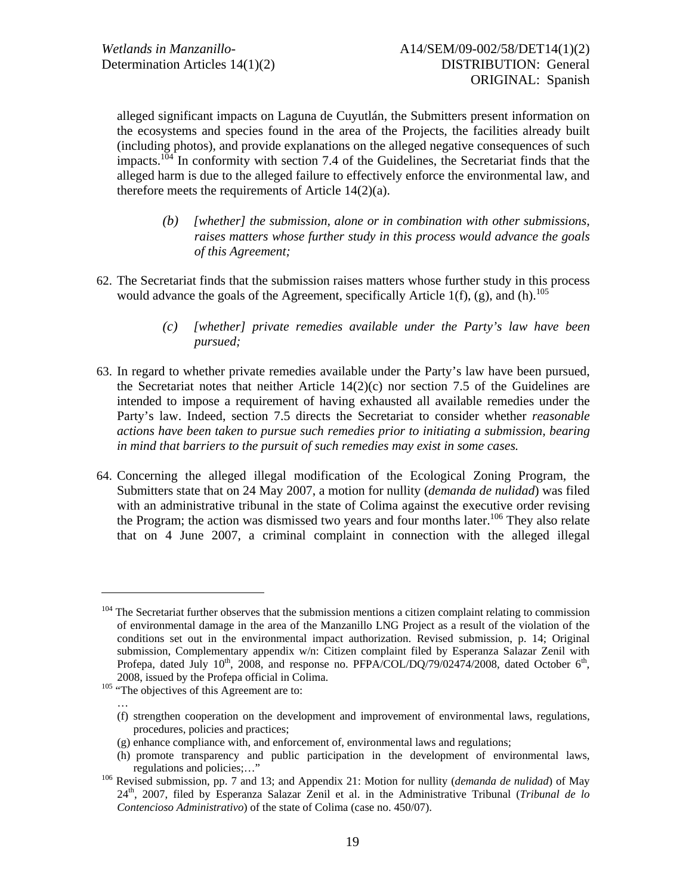alleged significant impacts on Laguna de Cuyutlán, the Submitters present information on the ecosystems and species found in the area of the Projects, the facilities already built (including photos), and provide explanations on the alleged negative consequences of such impacts.[104] In conformity with section 7.4 of the Guidelines, the Secretariat finds that the alleged harm is due to the alleged failure to effectively enforce the environmental law, and therefore meets the requirements of Article 14(2)(a).

> *(b) [whether] the submission, alone or in combination with other submissions, raises matters whose further study in this process would advance the goals of this Agreement;*

62. The Secretariat finds that the submission raises matters whose further study in this process would advance the goals of the Agreement, specifically Article 1(f), (g), and (h).[105]

> *(c) [whether] private remedies available under the Party's law have been pursued;*

63. In regard to whether private remedies available under the Party's law have been pursued, the Secretariat notes that neither Article 14(2)(c) nor section 7.5 of the Guidelines are intended to impose a requirement of having exhausted all available remedies under the Party's law. Indeed, section 7.5 directs the Secretariat to consider whether *reasonable actions have been taken to pursue such remedies prior to initiating a submission, bearing in mind that barriers to the pursuit of such remedies may exist in some cases.*

64. Concerning the alleged illegal modification of the Ecological Zoning Program, the Submitters state that on 24 May 2007, a motion for nullity (*demanda de nulidad*) was filed with an administrative tribunal in the state of Colima against the executive order revising the Program; the action was dismissed two years and four months later.[106] They also relate that on 4 June 2007, a criminal complaint in connection with the alleged illegal

---

[104] The Secretariat further observes that the submission mentions a citizen complaint relating to commission of environmental damage in the area of the Manzanillo LNG Project as a result of the violation of the conditions set out in the environmental impact authorization. Revised submission, p. 14; Original submission, Complementary appendix w/n: Citizen complaint filed by Esperanza Salazar Zenil with Profepa, dated July 10th, 2008, and response no. PFPA/COL/DQ/79/02474/2008, dated October 6th, 2008, issued by the Profepa official in Colima.

[105] "The objectives of this Agreement are to:

…

(f) strengthen cooperation on the development and improvement of environmental laws, regulations, procedures, policies and practices;

(g) enhance compliance with, and enforcement of, environmental laws and regulations;

(h) promote transparency and public participation in the development of environmental laws, regulations and policies;…"

[106] Revised submission, pp. 7 and 13; and Appendix 21: Motion for nullity (*demanda de nulidad*) of May 24th, 2007, filed by Esperanza Salazar Zenil et al. in the Administrative Tribunal (*Tribunal de lo Contencioso Administrativo*) of the state of Colima (case no. 450/07).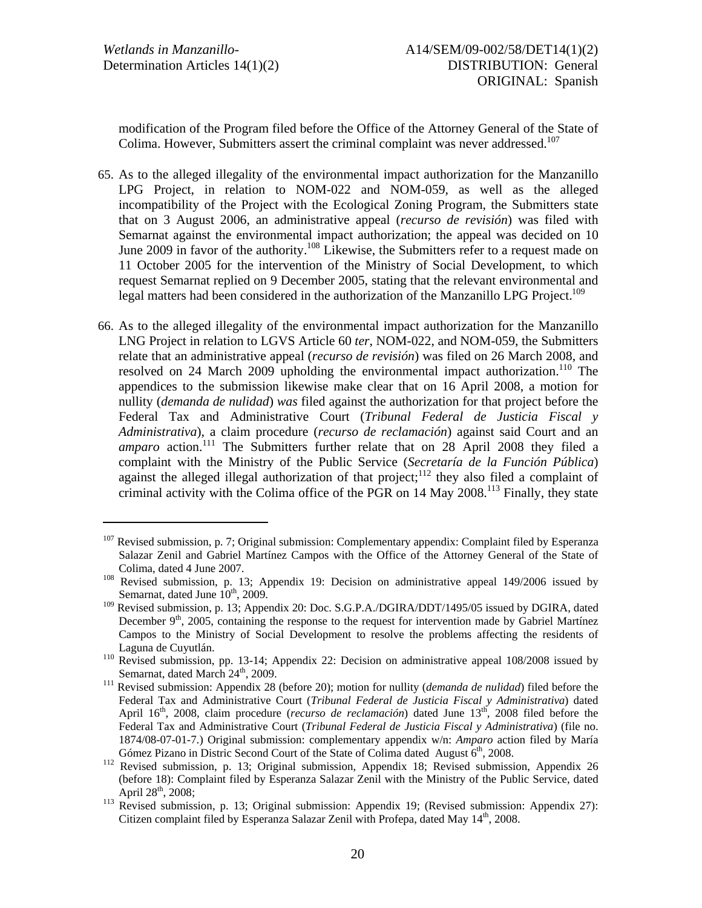modification of the Program filed before the Office of the Attorney General of the State of Colima. However, Submitters assert the criminal complaint was never addressed.[107]

65. As to the alleged illegality of the environmental impact authorization for the Manzanillo LPG Project, in relation to NOM-022 and NOM-059, as well as the alleged incompatibility of the Project with the Ecological Zoning Program, the Submitters state that on 3 August 2006, an administrative appeal (*recurso de revisión*) was filed with Semarnat against the environmental impact authorization; the appeal was decided on 10 June 2009 in favor of the authority.[108] Likewise, the Submitters refer to a request made on 11 October 2005 for the intervention of the Ministry of Social Development, to which request Semarnat replied on 9 December 2005, stating that the relevant environmental and legal matters had been considered in the authorization of the Manzanillo LPG Project.[109]

66. As to the alleged illegality of the environmental impact authorization for the Manzanillo LNG Project in relation to LGVS Article 60 *ter*, NOM-022, and NOM-059, the Submitters relate that an administrative appeal (*recurso de revisión*) was filed on 26 March 2008, and resolved on 24 March 2009 upholding the environmental impact authorization.[110] The appendices to the submission likewise make clear that on 16 April 2008, a motion for nullity (*demanda de nulidad*) *was* filed against the authorization for that project before the Federal Tax and Administrative Court (*Tribunal Federal de Justicia Fiscal y Administrativa*), a claim procedure (*recurso de reclamación*) against said Court and an *amparo* action.[111] The Submitters further relate that on 28 April 2008 they filed a complaint with the Ministry of the Public Service (*Secretaría de la Función Pública*) against the alleged illegal authorization of that project;[112] they also filed a complaint of criminal activity with the Colima office of the PGR on 14 May 2008.[113] Finally, they state

---

[107] Revised submission, p. 7; Original submission: Complementary appendix: Complaint filed by Esperanza Salazar Zenil and Gabriel Martínez Campos with the Office of the Attorney General of the State of Colima, dated 4 June 2007.

[108] Revised submission, p. 13; Appendix 19: Decision on administrative appeal 149/2006 issued by Semarnat, dated June 10th, 2009.

[109] Revised submission, p. 13; Appendix 20: Doc. S.G.P.A./DGIRA/DDT/1495/05 issued by DGIRA, dated December 9th, 2005, containing the response to the request for intervention made by Gabriel Martínez Campos to the Ministry of Social Development to resolve the problems affecting the residents of Laguna de Cuyutlán.

[110] Revised submission, pp. 13-14; Appendix 22: Decision on administrative appeal 108/2008 issued by Semarnat, dated March 24th, 2009.

[111] Revised submission: Appendix 28 (before 20); motion for nullity (*demanda de nulidad*) filed before the Federal Tax and Administrative Court (*Tribunal Federal de Justicia Fiscal y Administrativa*) dated April 16th, 2008, claim procedure (*recurso de reclamación*) dated June 13th, 2008 filed before the Federal Tax and Administrative Court (*Tribunal Federal de Justicia Fiscal y Administrativa*) (file no. 1874/08-07-01-7.) Original submission: complementary appendix w/n: *Amparo* action filed by María Gómez Pizano in Distric Second Court of the State of Colima dated August 6th, 2008.

[112] Revised submission, p. 13; Original submission, Appendix 18; Revised submission, Appendix 26 (before 18): Complaint filed by Esperanza Salazar Zenil with the Ministry of the Public Service, dated April 28th, 2008;

[113] Revised submission, p. 13; Original submission: Appendix 19; (Revised submission: Appendix 27): Citizen complaint filed by Esperanza Salazar Zenil with Profepa, dated May 14th, 2008.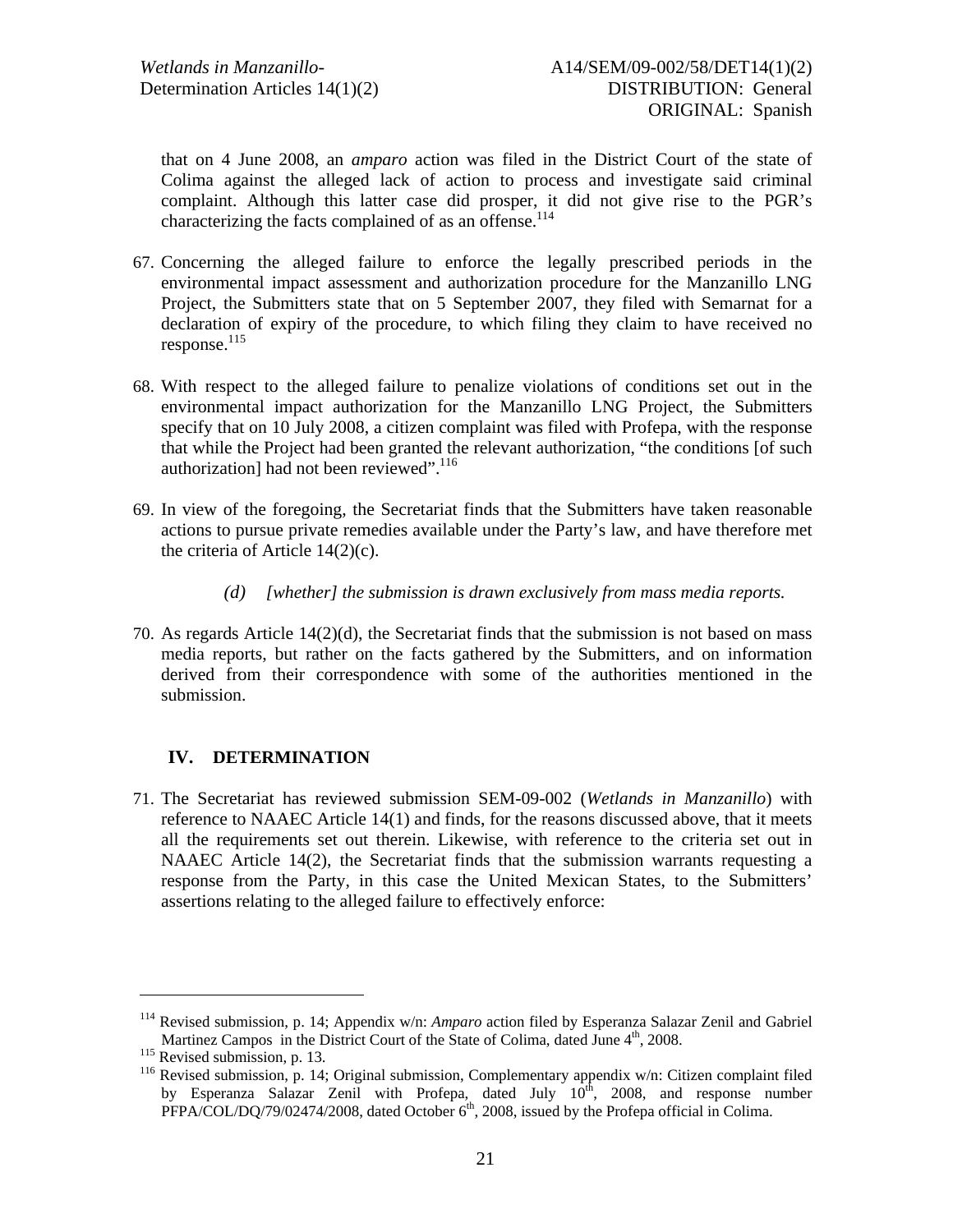that on 4 June 2008, an *amparo* action was filed in the District Court of the state of Colima against the alleged lack of action to process and investigate said criminal complaint. Although this latter case did prosper, it did not give rise to the PGR's characterizing the facts complained of as an offense.[114]

67. Concerning the alleged failure to enforce the legally prescribed periods in the environmental impact assessment and authorization procedure for the Manzanillo LNG Project, the Submitters state that on 5 September 2007, they filed with Semarnat for a declaration of expiry of the procedure, to which filing they claim to have received no response.[115]

68. With respect to the alleged failure to penalize violations of conditions set out in the environmental impact authorization for the Manzanillo LNG Project, the Submitters specify that on 10 July 2008, a citizen complaint was filed with Profepa, with the response that while the Project had been granted the relevant authorization, "the conditions [of such authorization] had not been reviewed".[116]

69. In view of the foregoing, the Secretariat finds that the Submitters have taken reasonable actions to pursue private remedies available under the Party's law, and have therefore met the criteria of Article 14(2)(c).

*(d) [whether] the submission is drawn exclusively from mass media reports.*

70. As regards Article 14(2)(d), the Secretariat finds that the submission is not based on mass media reports, but rather on the facts gathered by the Submitters, and on information derived from their correspondence with some of the authorities mentioned in the submission.

## IV. DETERMINATION

71. The Secretariat has reviewed submission SEM-09-002 (*Wetlands in Manzanillo*) with reference to NAAEC Article 14(1) and finds, for the reasons discussed above, that it meets all the requirements set out therein. Likewise, with reference to the criteria set out in NAAEC Article 14(2), the Secretariat finds that the submission warrants requesting a response from the Party, in this case the United Mexican States, to the Submitters' assertions relating to the alleged failure to effectively enforce:

---

[114] Revised submission, p. 14; Appendix w/n: *Amparo* action filed by Esperanza Salazar Zenil and Gabriel Martinez Campos in the District Court of the State of Colima, dated June 4th, 2008.

[115] Revised submission, p. 13.

[116] Revised submission, p. 14; Original submission, Complementary appendix w/n: Citizen complaint filed by Esperanza Salazar Zenil with Profepa, dated July 10th, 2008, and response number PFPA/COL/DQ/79/02474/2008, dated October 6th, 2008, issued by the Profepa official in Colima.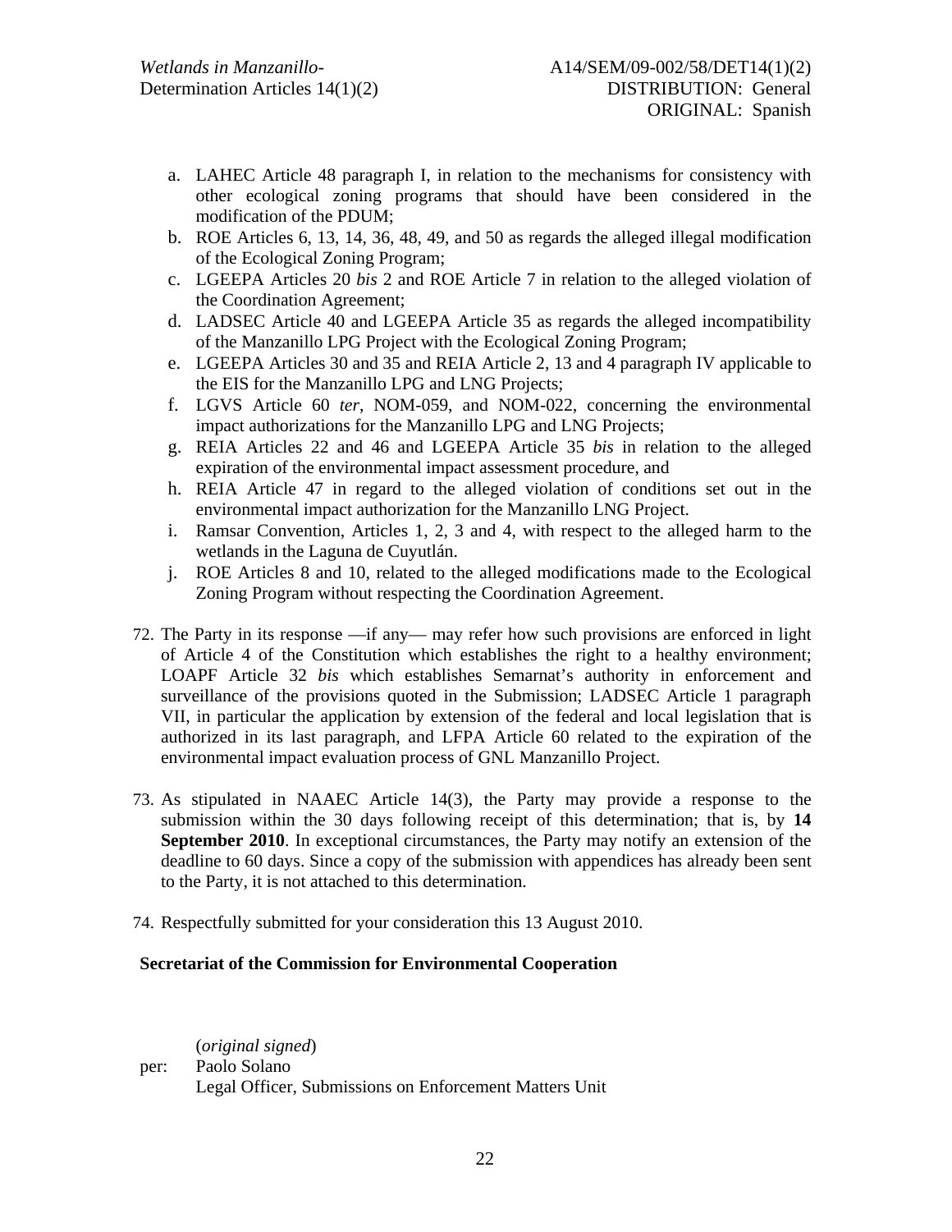a. LAHEC Article 48 paragraph I, in relation to the mechanisms for consistency with other ecological zoning programs that should have been considered in the modification of the PDUM;
b. ROE Articles 6, 13, 14, 36, 48, 49, and 50 as regards the alleged illegal modification of the Ecological Zoning Program;
c. LGEEPA Articles 20 *bis* 2 and ROE Article 7 in relation to the alleged violation of the Coordination Agreement;
d. LADSEC Article 40 and LGEEPA Article 35 as regards the alleged incompatibility of the Manzanillo LPG Project with the Ecological Zoning Program;
e. LGEEPA Articles 30 and 35 and REIA Article 2, 13 and 4 paragraph IV applicable to the EIS for the Manzanillo LPG and LNG Projects;
f. LGVS Article 60 *ter*, NOM-059, and NOM-022, concerning the environmental impact authorizations for the Manzanillo LPG and LNG Projects;
g. REIA Articles 22 and 46 and LGEEPA Article 35 *bis* in relation to the alleged expiration of the environmental impact assessment procedure, and
h. REIA Article 47 in regard to the alleged violation of conditions set out in the environmental impact authorization for the Manzanillo LNG Project.
i. Ramsar Convention, Articles 1, 2, 3 and 4, with respect to the alleged harm to the wetlands in the Laguna de Cuyutlán.
j. ROE Articles 8 and 10, related to the alleged modifications made to the Ecological Zoning Program without respecting the Coordination Agreement.

72. The Party in its response —if any— may refer how such provisions are enforced in light of Article 4 of the Constitution which establishes the right to a healthy environment; LOAPF Article 32 *bis* which establishes Semarnat's authority in enforcement and surveillance of the provisions quoted in the Submission; LADSEC Article 1 paragraph VII, in particular the application by extension of the federal and local legislation that is authorized in its last paragraph, and LFPA Article 60 related to the expiration of the environmental impact evaluation process of GNL Manzanillo Project.

73. As stipulated in NAAEC Article 14(3), the Party may provide a response to the submission within the 30 days following receipt of this determination; that is, by **14 September 2010**. In exceptional circumstances, the Party may notify an extension of the deadline to 60 days. Since a copy of the submission with appendices has already been sent to the Party, it is not attached to this determination.

74. Respectfully submitted for your consideration this 13 August 2010.

**Secretariat of the Commission for Environmental Cooperation**

(*original signed*)
per: Paolo Solano
Legal Officer, Submissions on Enforcement Matters Unit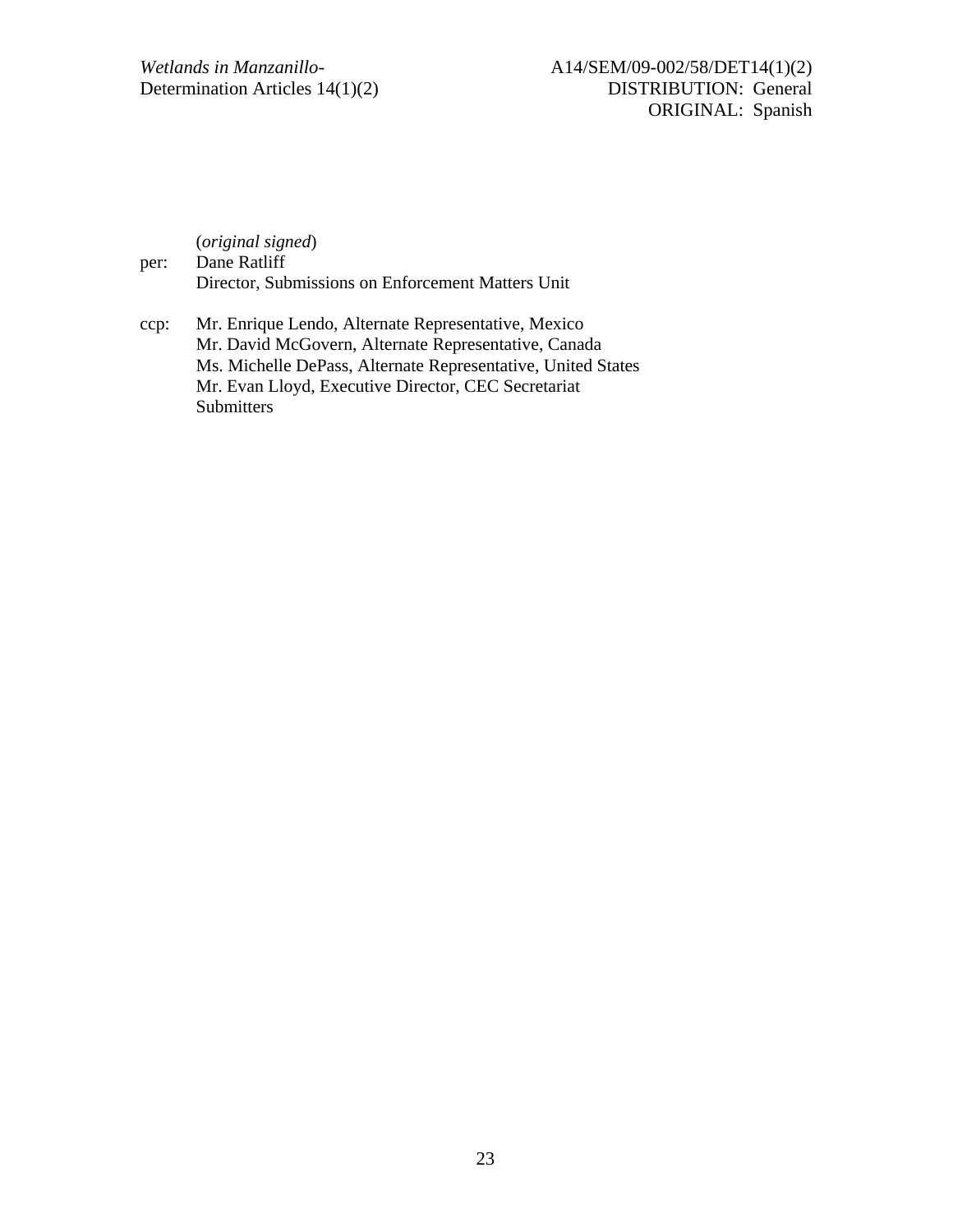(*original signed*)

per: Dane Ratliff
Director, Submissions on Enforcement Matters Unit

ccp: Mr. Enrique Lendo, Alternate Representative, Mexico
Mr. David McGovern, Alternate Representative, Canada
Ms. Michelle DePass, Alternate Representative, United States
Mr. Evan Lloyd, Executive Director, CEC Secretariat
Submitters